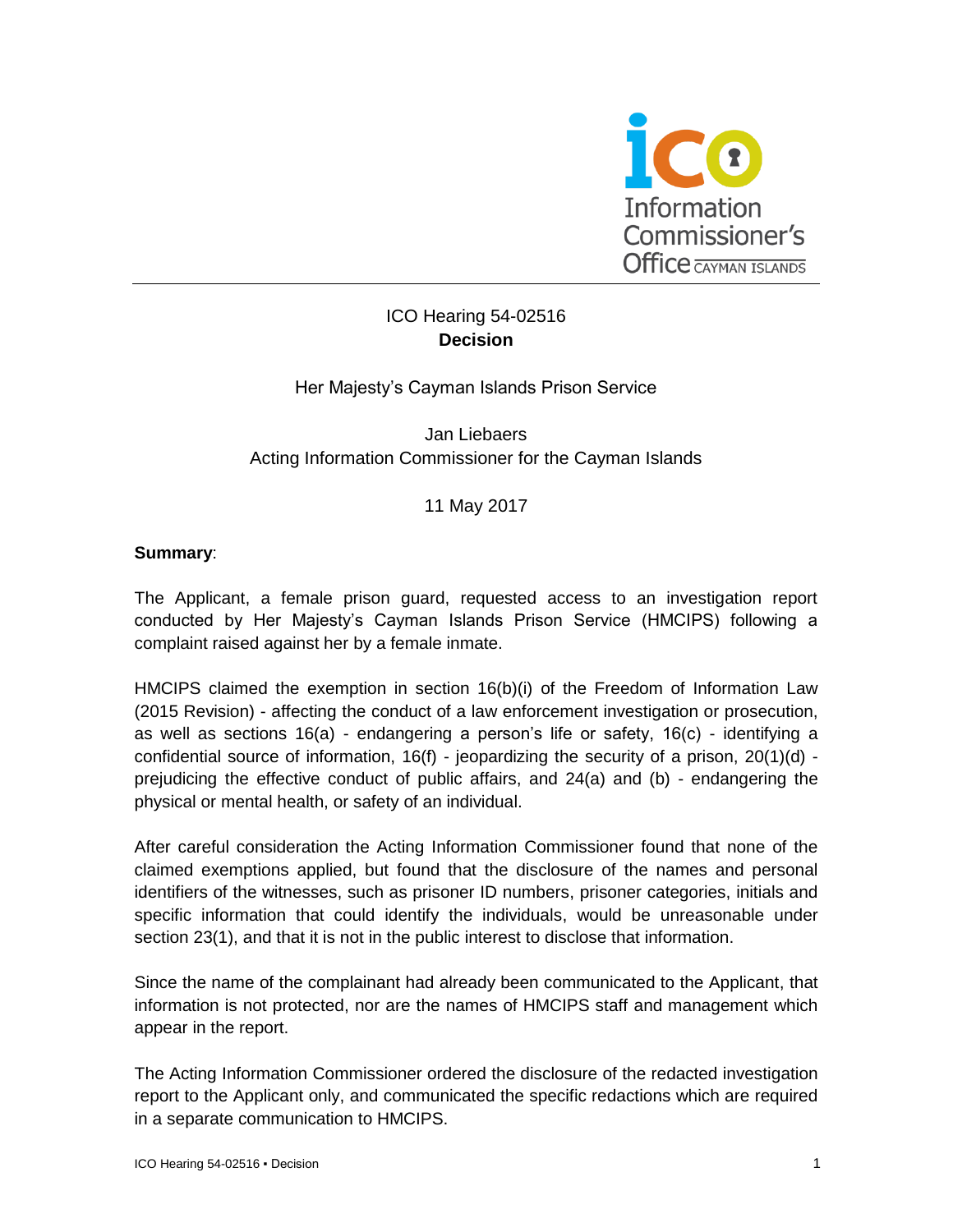ICO Hearing 54-02516
**Decision**

Her Majesty's Cayman Islands Prison Service

Jan Liebaers
Acting Information Commissioner for the Cayman Islands

11 May 2017

**Summary**:

The Applicant, a female prison guard, requested access to an investigation report conducted by Her Majesty's Cayman Islands Prison Service (HMCIPS) following a complaint raised against her by a female inmate.

HMCIPS claimed the exemption in section 16(b)(i) of the Freedom of Information Law (2015 Revision) - affecting the conduct of a law enforcement investigation or prosecution, as well as sections 16(a) - endangering a person's life or safety, 16(c) - identifying a confidential source of information, 16(f) - jeopardizing the security of a prison, 20(1)(d) - prejudicing the effective conduct of public affairs, and 24(a) and (b) - endangering the physical or mental health, or safety of an individual.

After careful consideration the Acting Information Commissioner found that none of the claimed exemptions applied, but found that the disclosure of the names and personal identifiers of the witnesses, such as prisoner ID numbers, prisoner categories, initials and specific information that could identify the individuals, would be unreasonable under section 23(1), and that it is not in the public interest to disclose that information.

Since the name of the complainant had already been communicated to the Applicant, that information is not protected, nor are the names of HMCIPS staff and management which appear in the report.

The Acting Information Commissioner ordered the disclosure of the redacted investigation report to the Applicant only, and communicated the specific redactions which are required in a separate communication to HMCIPS.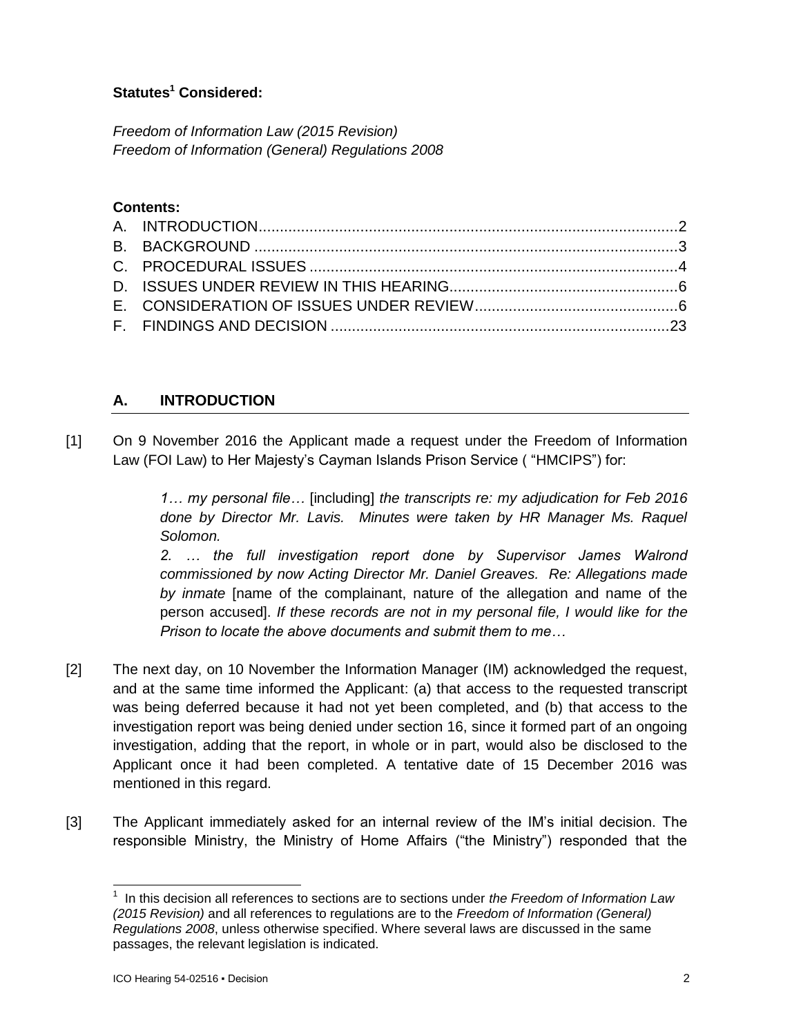**Statutes[1] Considered:**

*Freedom of Information Law (2015 Revision)*
*Freedom of Information (General) Regulations 2008*

**Contents:**

A. INTRODUCTION....................................................................................................2
B. BACKGROUND ....................................................................................................3
C. PROCEDURAL ISSUES .......................................................................................4
D. ISSUES UNDER REVIEW IN THIS HEARING......................................................6
E. CONSIDERATION OF ISSUES UNDER REVIEW................................................6
F. FINDINGS AND DECISION ................................................................................23

## A. INTRODUCTION

[1] On 9 November 2016 the Applicant made a request under the Freedom of Information Law (FOI Law) to Her Majesty's Cayman Islands Prison Service ( "HMCIPS") for:

> *1… my personal file…* [including] *the transcripts re: my adjudication for Feb 2016 done by Director Mr. Lavis. Minutes were taken by HR Manager Ms. Raquel Solomon.*
>
> *2. … the full investigation report done by Supervisor James Walrond commissioned by now Acting Director Mr. Daniel Greaves. Re: Allegations made by inmate* [name of the complainant, nature of the allegation and name of the person accused]. *If these records are not in my personal file, I would like for the Prison to locate the above documents and submit them to me…*

[2] The next day, on 10 November the Information Manager (IM) acknowledged the request, and at the same time informed the Applicant: (a) that access to the requested transcript was being deferred because it had not yet been completed, and (b) that access to the investigation report was being denied under section 16, since it formed part of an ongoing investigation, adding that the report, in whole or in part, would also be disclosed to the Applicant once it had been completed. A tentative date of 15 December 2016 was mentioned in this regard.

[3] The Applicant immediately asked for an internal review of the IM's initial decision. The responsible Ministry, the Ministry of Home Affairs ("the Ministry") responded that the

[1] In this decision all references to sections are to sections under *the Freedom of Information Law (2015 Revision)* and all references to regulations are to the *Freedom of Information (General) Regulations 2008*, unless otherwise specified. Where several laws are discussed in the same passages, the relevant legislation is indicated.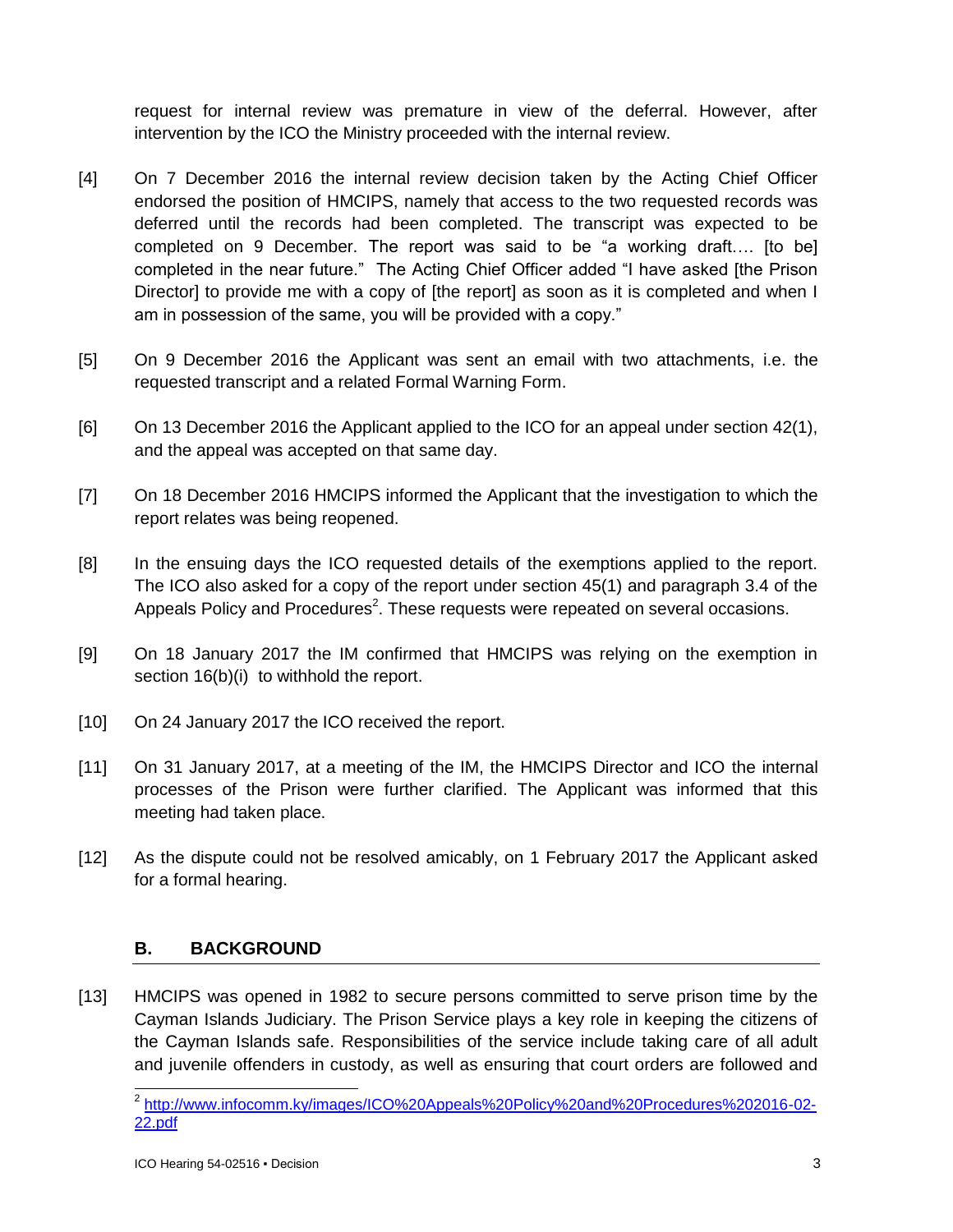request for internal review was premature in view of the deferral. However, after intervention by the ICO the Ministry proceeded with the internal review.

[4] On 7 December 2016 the internal review decision taken by the Acting Chief Officer endorsed the position of HMCIPS, namely that access to the two requested records was deferred until the records had been completed. The transcript was expected to be completed on 9 December. The report was said to be "a working draft…. [to be] completed in the near future." The Acting Chief Officer added "I have asked [the Prison Director] to provide me with a copy of [the report] as soon as it is completed and when I am in possession of the same, you will be provided with a copy."

[5] On 9 December 2016 the Applicant was sent an email with two attachments, i.e. the requested transcript and a related Formal Warning Form.

[6] On 13 December 2016 the Applicant applied to the ICO for an appeal under section 42(1), and the appeal was accepted on that same day.

[7] On 18 December 2016 HMCIPS informed the Applicant that the investigation to which the report relates was being reopened.

[8] In the ensuing days the ICO requested details of the exemptions applied to the report. The ICO also asked for a copy of the report under section 45(1) and paragraph 3.4 of the Appeals Policy and Procedures[2]. These requests were repeated on several occasions.

[9] On 18 January 2017 the IM confirmed that HMCIPS was relying on the exemption in section 16(b)(i) to withhold the report.

[10] On 24 January 2017 the ICO received the report.

[11] On 31 January 2017, at a meeting of the IM, the HMCIPS Director and ICO the internal processes of the Prison were further clarified. The Applicant was informed that this meeting had taken place.

[12] As the dispute could not be resolved amicably, on 1 February 2017 the Applicant asked for a formal hearing.

## B. BACKGROUND

[13] HMCIPS was opened in 1982 to secure persons committed to serve prison time by the Cayman Islands Judiciary. The Prison Service plays a key role in keeping the citizens of the Cayman Islands safe. Responsibilities of the service include taking care of all adult and juvenile offenders in custody, as well as ensuring that court orders are followed and

[2] http://www.infocomm.ky/images/ICO%20Appeals%20Policy%20and%20Procedures%202016-02-22.pdf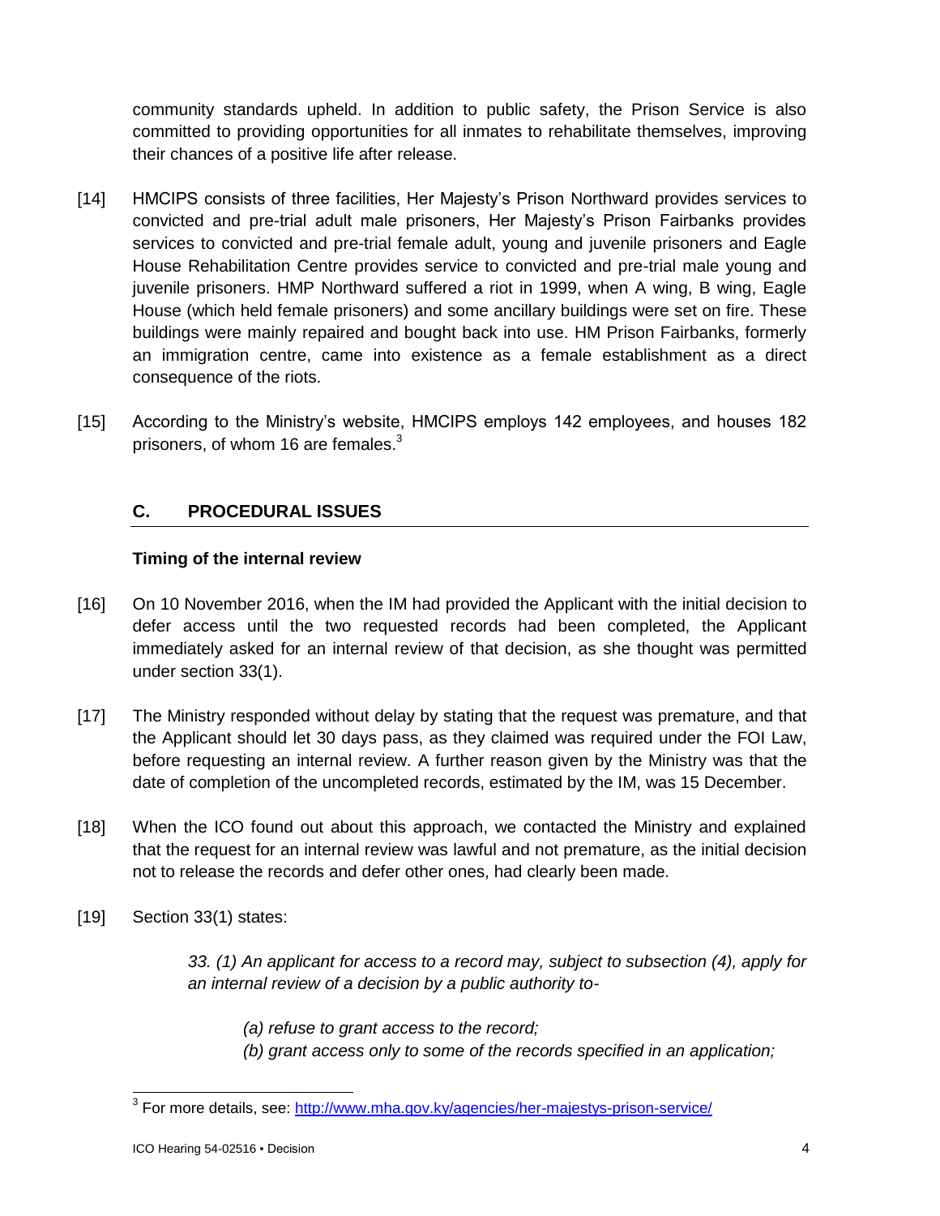community standards upheld. In addition to public safety, the Prison Service is also committed to providing opportunities for all inmates to rehabilitate themselves, improving their chances of a positive life after release.

[14] HMCIPS consists of three facilities, Her Majesty's Prison Northward provides services to convicted and pre-trial adult male prisoners, Her Majesty's Prison Fairbanks provides services to convicted and pre-trial female adult, young and juvenile prisoners and Eagle House Rehabilitation Centre provides service to convicted and pre-trial male young and juvenile prisoners. HMP Northward suffered a riot in 1999, when A wing, B wing, Eagle House (which held female prisoners) and some ancillary buildings were set on fire. These buildings were mainly repaired and bought back into use. HM Prison Fairbanks, formerly an immigration centre, came into existence as a female establishment as a direct consequence of the riots.

[15] According to the Ministry's website, HMCIPS employs 142 employees, and houses 182 prisoners, of whom 16 are females.[3]

## C. PROCEDURAL ISSUES

### Timing of the internal review

[16] On 10 November 2016, when the IM had provided the Applicant with the initial decision to defer access until the two requested records had been completed, the Applicant immediately asked for an internal review of that decision, as she thought was permitted under section 33(1).

[17] The Ministry responded without delay by stating that the request was premature, and that the Applicant should let 30 days pass, as they claimed was required under the FOI Law, before requesting an internal review. A further reason given by the Ministry was that the date of completion of the uncompleted records, estimated by the IM, was 15 December.

[18] When the ICO found out about this approach, we contacted the Ministry and explained that the request for an internal review was lawful and not premature, as the initial decision not to release the records and defer other ones, had clearly been made.

[19] Section 33(1) states:

> *33. (1) An applicant for access to a record may, subject to subsection (4), apply for an internal review of a decision by a public authority to-*
>
> *(a) refuse to grant access to the record;*
> *(b) grant access only to some of the records specified in an application;*

---

[3] For more details, see: http://www.mha.gov.ky/agencies/her-majestys-prison-service/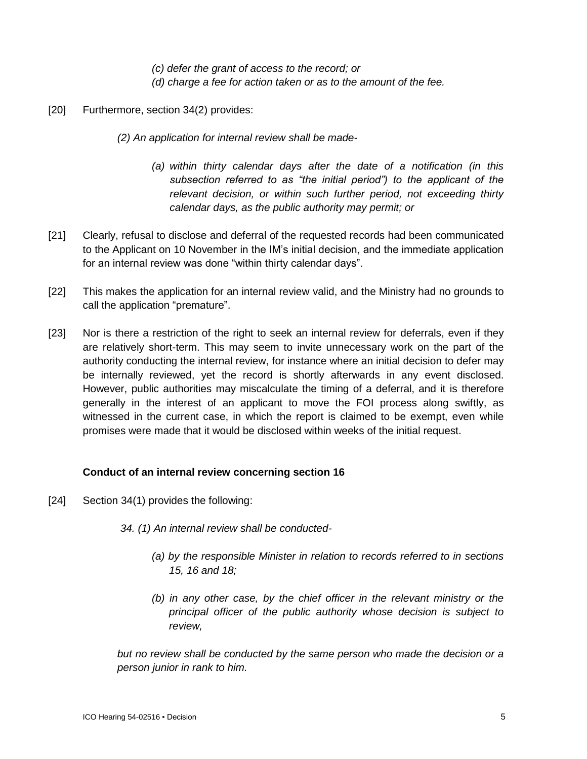*(c) defer the grant of access to the record; or*

*(d) charge a fee for action taken or as to the amount of the fee.*

[20] Furthermore, section 34(2) provides:

*(2) An application for internal review shall be made-*

*(a) within thirty calendar days after the date of a notification (in this subsection referred to as "the initial period") to the applicant of the relevant decision, or within such further period, not exceeding thirty calendar days, as the public authority may permit; or*

[21] Clearly, refusal to disclose and deferral of the requested records had been communicated to the Applicant on 10 November in the IM's initial decision, and the immediate application for an internal review was done "within thirty calendar days".

[22] This makes the application for an internal review valid, and the Ministry had no grounds to call the application "premature".

[23] Nor is there a restriction of the right to seek an internal review for deferrals, even if they are relatively short-term. This may seem to invite unnecessary work on the part of the authority conducting the internal review, for instance where an initial decision to defer may be internally reviewed, yet the record is shortly afterwards in any event disclosed. However, public authorities may miscalculate the timing of a deferral, and it is therefore generally in the interest of an applicant to move the FOI process along swiftly, as witnessed in the current case, in which the report is claimed to be exempt, even while promises were made that it would be disclosed within weeks of the initial request.

### Conduct of an internal review concerning section 16

[24] Section 34(1) provides the following:

*34. (1) An internal review shall be conducted-*

*(a) by the responsible Minister in relation to records referred to in sections 15, 16 and 18;*

*(b) in any other case, by the chief officer in the relevant ministry or the principal officer of the public authority whose decision is subject to review,*

*but no review shall be conducted by the same person who made the decision or a person junior in rank to him.*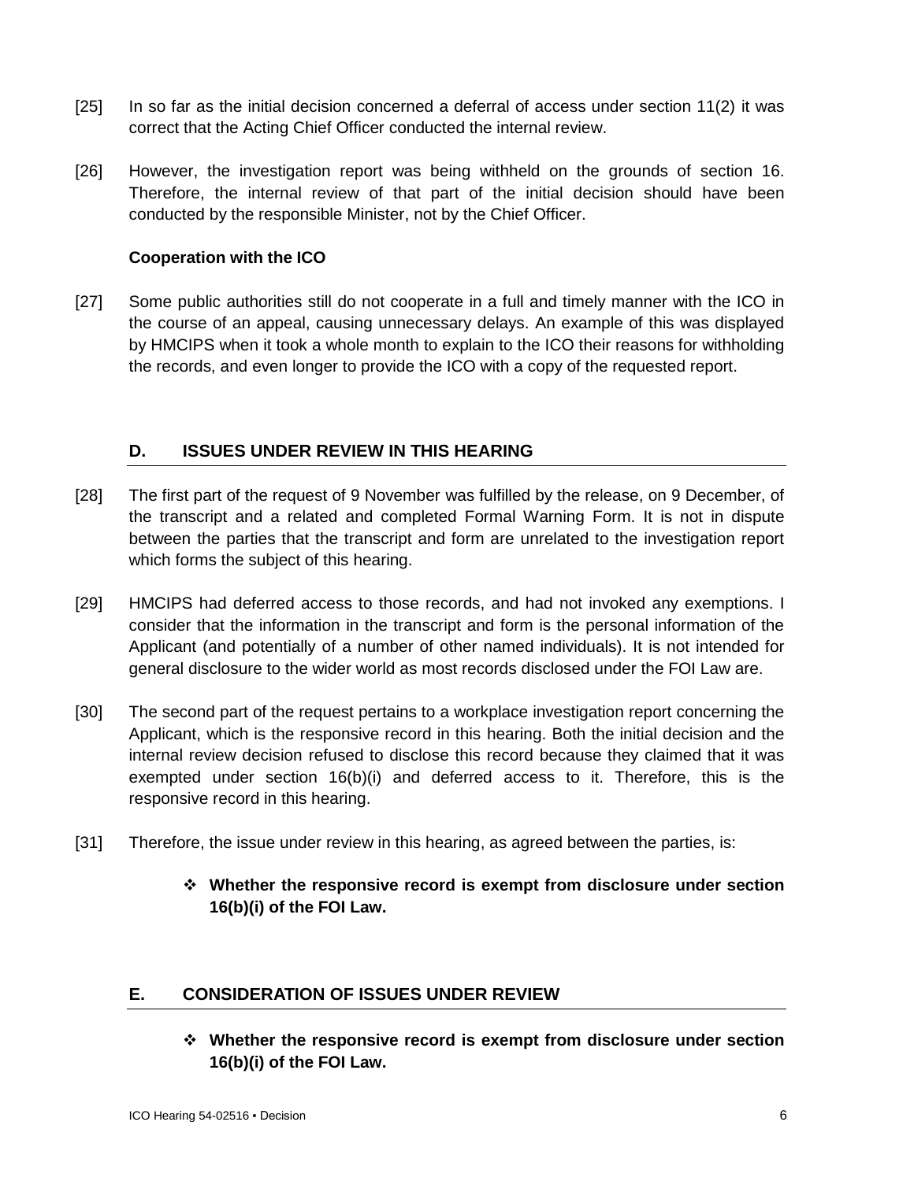[25] In so far as the initial decision concerned a deferral of access under section 11(2) it was correct that the Acting Chief Officer conducted the internal review.

[26] However, the investigation report was being withheld on the grounds of section 16. Therefore, the internal review of that part of the initial decision should have been conducted by the responsible Minister, not by the Chief Officer.

**Cooperation with the ICO**

[27] Some public authorities still do not cooperate in a full and timely manner with the ICO in the course of an appeal, causing unnecessary delays. An example of this was displayed by HMCIPS when it took a whole month to explain to the ICO their reasons for withholding the records, and even longer to provide the ICO with a copy of the requested report.

## D. ISSUES UNDER REVIEW IN THIS HEARING

[28] The first part of the request of 9 November was fulfilled by the release, on 9 December, of the transcript and a related and completed Formal Warning Form. It is not in dispute between the parties that the transcript and form are unrelated to the investigation report which forms the subject of this hearing.

[29] HMCIPS had deferred access to those records, and had not invoked any exemptions. I consider that the information in the transcript and form is the personal information of the Applicant (and potentially of a number of other named individuals). It is not intended for general disclosure to the wider world as most records disclosed under the FOI Law are.

[30] The second part of the request pertains to a workplace investigation report concerning the Applicant, which is the responsive record in this hearing. Both the initial decision and the internal review decision refused to disclose this record because they claimed that it was exempted under section 16(b)(i) and deferred access to it. Therefore, this is the responsive record in this hearing.

[31] Therefore, the issue under review in this hearing, as agreed between the parties, is:

- **Whether the responsive record is exempt from disclosure under section 16(b)(i) of the FOI Law.**

## E. CONSIDERATION OF ISSUES UNDER REVIEW

- **Whether the responsive record is exempt from disclosure under section 16(b)(i) of the FOI Law.**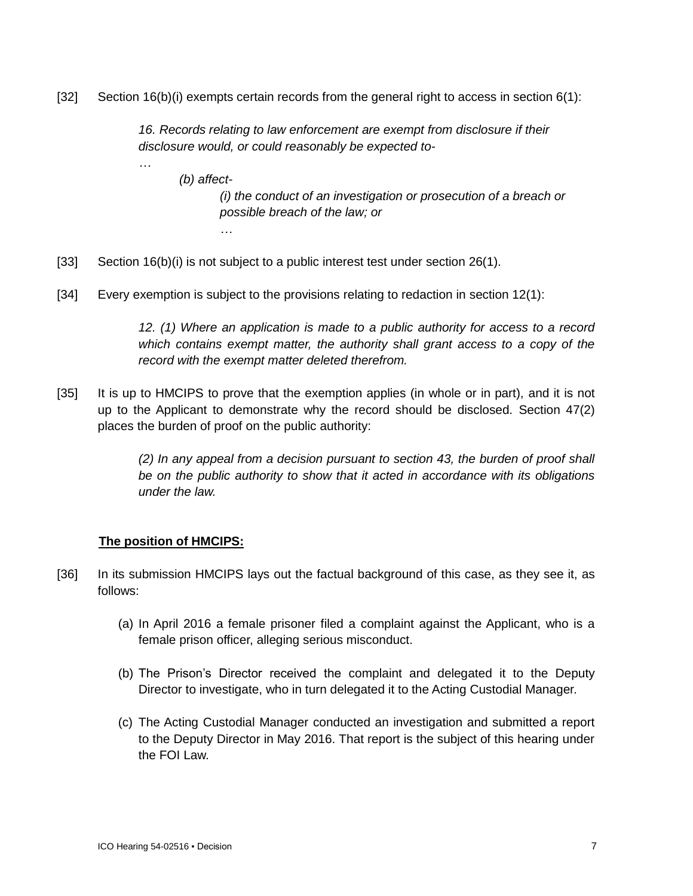[32] Section 16(b)(i) exempts certain records from the general right to access in section 6(1):

> *16. Records relating to law enforcement are exempt from disclosure if their disclosure would, or could reasonably be expected to-*
> *…*
> *(b) affect-*
> *(i) the conduct of an investigation or prosecution of a breach or possible breach of the law; or*
> *…*

[33] Section 16(b)(i) is not subject to a public interest test under section 26(1).

[34] Every exemption is subject to the provisions relating to redaction in section 12(1):

> *12. (1) Where an application is made to a public authority for access to a record which contains exempt matter, the authority shall grant access to a copy of the record with the exempt matter deleted therefrom.*

[35] It is up to HMCIPS to prove that the exemption applies (in whole or in part), and it is not up to the Applicant to demonstrate why the record should be disclosed. Section 47(2) places the burden of proof on the public authority:

> *(2) In any appeal from a decision pursuant to section 43, the burden of proof shall be on the public authority to show that it acted in accordance with its obligations under the law.*

**The position of HMCIPS:**

[36] In its submission HMCIPS lays out the factual background of this case, as they see it, as follows:

(a) In April 2016 a female prisoner filed a complaint against the Applicant, who is a female prison officer, alleging serious misconduct.

(b) The Prison's Director received the complaint and delegated it to the Deputy Director to investigate, who in turn delegated it to the Acting Custodial Manager.

(c) The Acting Custodial Manager conducted an investigation and submitted a report to the Deputy Director in May 2016. That report is the subject of this hearing under the FOI Law.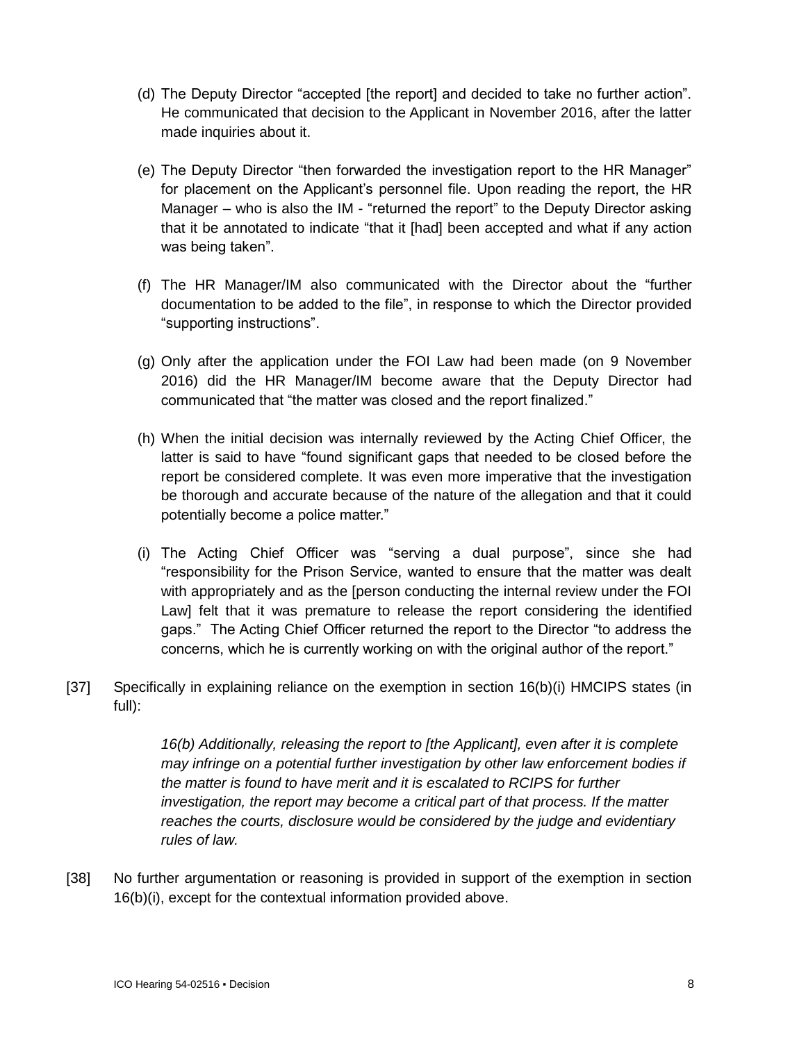(d) The Deputy Director "accepted [the report] and decided to take no further action". He communicated that decision to the Applicant in November 2016, after the latter made inquiries about it.

(e) The Deputy Director "then forwarded the investigation report to the HR Manager" for placement on the Applicant's personnel file. Upon reading the report, the HR Manager – who is also the IM - "returned the report" to the Deputy Director asking that it be annotated to indicate "that it [had] been accepted and what if any action was being taken".

(f) The HR Manager/IM also communicated with the Director about the "further documentation to be added to the file", in response to which the Director provided "supporting instructions".

(g) Only after the application under the FOI Law had been made (on 9 November 2016) did the HR Manager/IM become aware that the Deputy Director had communicated that "the matter was closed and the report finalized."

(h) When the initial decision was internally reviewed by the Acting Chief Officer, the latter is said to have "found significant gaps that needed to be closed before the report be considered complete. It was even more imperative that the investigation be thorough and accurate because of the nature of the allegation and that it could potentially become a police matter."

(i) The Acting Chief Officer was "serving a dual purpose", since she had "responsibility for the Prison Service, wanted to ensure that the matter was dealt with appropriately and as the [person conducting the internal review under the FOI Law] felt that it was premature to release the report considering the identified gaps." The Acting Chief Officer returned the report to the Director "to address the concerns, which he is currently working on with the original author of the report."

[37] Specifically in explaining reliance on the exemption in section 16(b)(i) HMCIPS states (in full):

> *16(b) Additionally, releasing the report to [the Applicant], even after it is complete may infringe on a potential further investigation by other law enforcement bodies if the matter is found to have merit and it is escalated to RCIPS for further investigation, the report may become a critical part of that process. If the matter reaches the courts, disclosure would be considered by the judge and evidentiary rules of law.*

[38] No further argumentation or reasoning is provided in support of the exemption in section 16(b)(i), except for the contextual information provided above.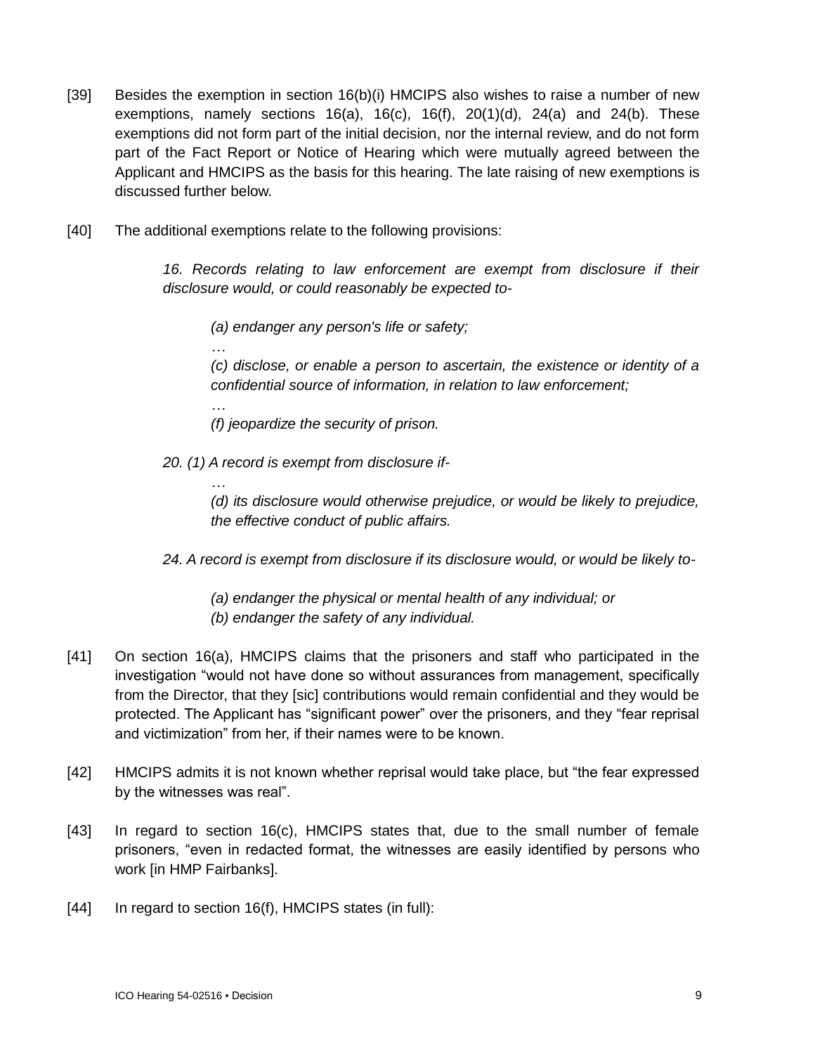[39] Besides the exemption in section 16(b)(i) HMCIPS also wishes to raise a number of new exemptions, namely sections 16(a), 16(c), 16(f), 20(1)(d), 24(a) and 24(b). These exemptions did not form part of the initial decision, nor the internal review, and do not form part of the Fact Report or Notice of Hearing which were mutually agreed between the Applicant and HMCIPS as the basis for this hearing. The late raising of new exemptions is discussed further below.

[40] The additional exemptions relate to the following provisions:

> *16. Records relating to law enforcement are exempt from disclosure if their disclosure would, or could reasonably be expected to-*
>
> > *(a) endanger any person's life or safety;*
> >
> > *…*
> >
> > *(c) disclose, or enable a person to ascertain, the existence or identity of a confidential source of information, in relation to law enforcement;*
> >
> > *…*
> >
> > *(f) jeopardize the security of prison.*
>
> *20. (1) A record is exempt from disclosure if-*
>
> > *…*
> >
> > *(d) its disclosure would otherwise prejudice, or would be likely to prejudice, the effective conduct of public affairs.*
>
> *24. A record is exempt from disclosure if its disclosure would, or would be likely to-*
>
> > *(a) endanger the physical or mental health of any individual; or*
> > *(b) endanger the safety of any individual.*

[41] On section 16(a), HMCIPS claims that the prisoners and staff who participated in the investigation "would not have done so without assurances from management, specifically from the Director, that they [sic] contributions would remain confidential and they would be protected. The Applicant has "significant power" over the prisoners, and they "fear reprisal and victimization" from her, if their names were to be known.

[42] HMCIPS admits it is not known whether reprisal would take place, but "the fear expressed by the witnesses was real".

[43] In regard to section 16(c), HMCIPS states that, due to the small number of female prisoners, "even in redacted format, the witnesses are easily identified by persons who work [in HMP Fairbanks].

[44] In regard to section 16(f), HMCIPS states (in full):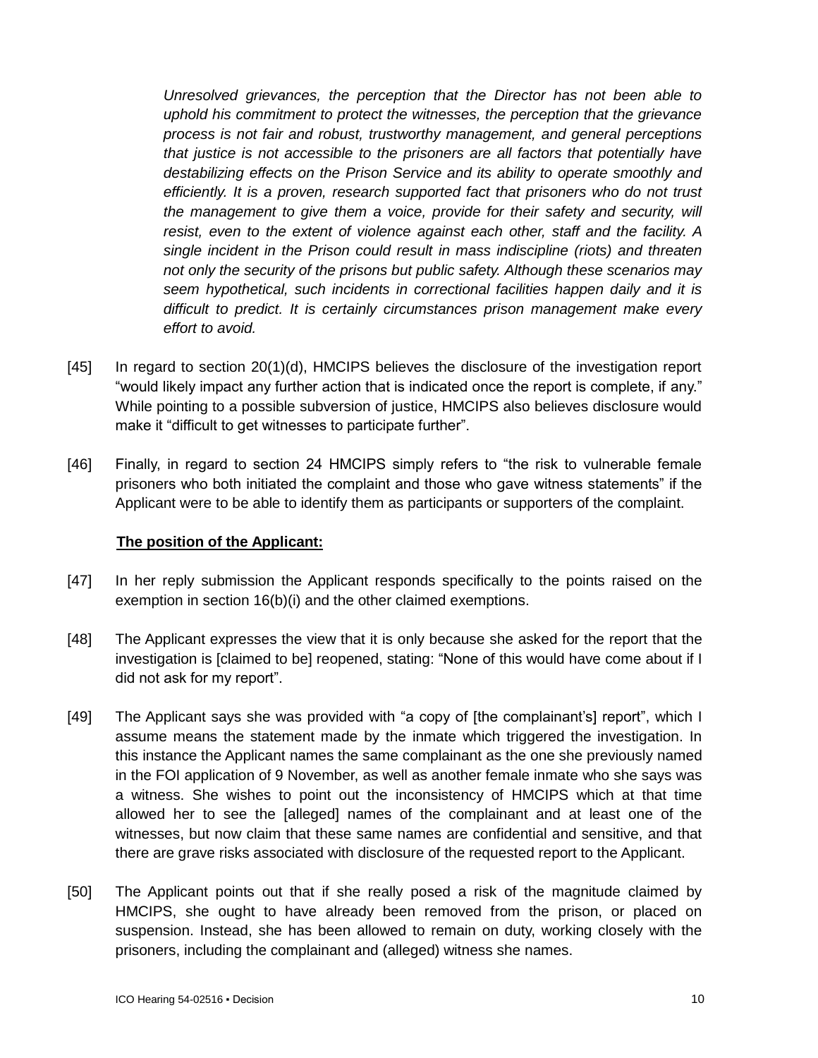> *Unresolved grievances, the perception that the Director has not been able to uphold his commitment to protect the witnesses, the perception that the grievance process is not fair and robust, trustworthy management, and general perceptions that justice is not accessible to the prisoners are all factors that potentially have destabilizing effects on the Prison Service and its ability to operate smoothly and efficiently. It is a proven, research supported fact that prisoners who do not trust the management to give them a voice, provide for their safety and security, will resist, even to the extent of violence against each other, staff and the facility. A single incident in the Prison could result in mass indiscipline (riots) and threaten not only the security of the prisons but public safety. Although these scenarios may seem hypothetical, such incidents in correctional facilities happen daily and it is difficult to predict. It is certainly circumstances prison management make every effort to avoid.*

[45] In regard to section 20(1)(d), HMCIPS believes the disclosure of the investigation report "would likely impact any further action that is indicated once the report is complete, if any." While pointing to a possible subversion of justice, HMCIPS also believes disclosure would make it "difficult to get witnesses to participate further".

[46] Finally, in regard to section 24 HMCIPS simply refers to "the risk to vulnerable female prisoners who both initiated the complaint and those who gave witness statements" if the Applicant were to be able to identify them as participants or supporters of the complaint.

**The position of the Applicant:**

[47] In her reply submission the Applicant responds specifically to the points raised on the exemption in section 16(b)(i) and the other claimed exemptions.

[48] The Applicant expresses the view that it is only because she asked for the report that the investigation is [claimed to be] reopened, stating: "None of this would have come about if I did not ask for my report".

[49] The Applicant says she was provided with "a copy of [the complainant's] report", which I assume means the statement made by the inmate which triggered the investigation. In this instance the Applicant names the same complainant as the one she previously named in the FOI application of 9 November, as well as another female inmate who she says was a witness. She wishes to point out the inconsistency of HMCIPS which at that time allowed her to see the [alleged] names of the complainant and at least one of the witnesses, but now claim that these same names are confidential and sensitive, and that there are grave risks associated with disclosure of the requested report to the Applicant.

[50] The Applicant points out that if she really posed a risk of the magnitude claimed by HMCIPS, she ought to have already been removed from the prison, or placed on suspension. Instead, she has been allowed to remain on duty, working closely with the prisoners, including the complainant and (alleged) witness she names.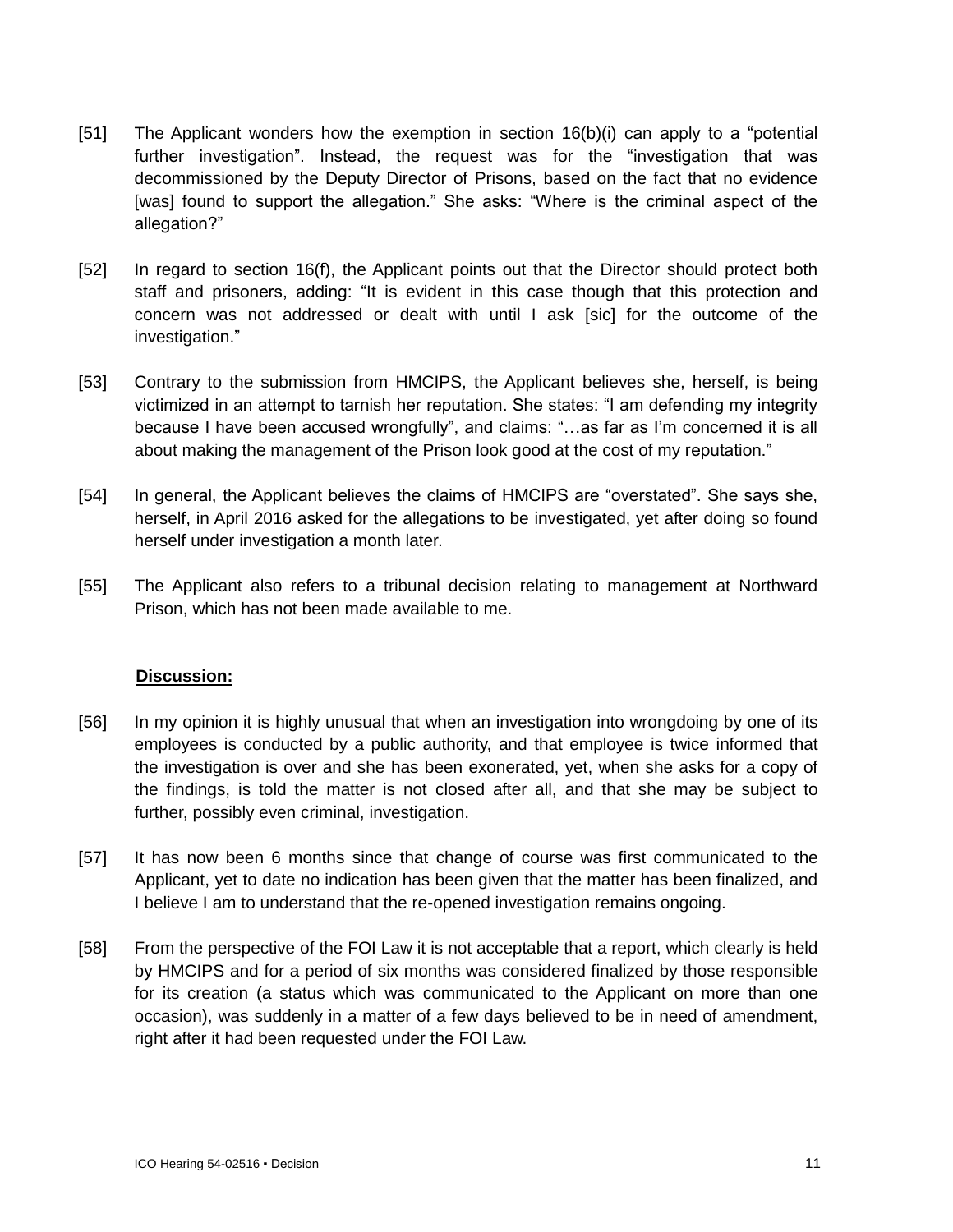[51] The Applicant wonders how the exemption in section 16(b)(i) can apply to a "potential further investigation". Instead, the request was for the "investigation that was decommissioned by the Deputy Director of Prisons, based on the fact that no evidence [was] found to support the allegation." She asks: "Where is the criminal aspect of the allegation?"

[52] In regard to section 16(f), the Applicant points out that the Director should protect both staff and prisoners, adding: "It is evident in this case though that this protection and concern was not addressed or dealt with until I ask [sic] for the outcome of the investigation."

[53] Contrary to the submission from HMCIPS, the Applicant believes she, herself, is being victimized in an attempt to tarnish her reputation. She states: "I am defending my integrity because I have been accused wrongfully", and claims: "…as far as I'm concerned it is all about making the management of the Prison look good at the cost of my reputation."

[54] In general, the Applicant believes the claims of HMCIPS are "overstated". She says she, herself, in April 2016 asked for the allegations to be investigated, yet after doing so found herself under investigation a month later.

[55] The Applicant also refers to a tribunal decision relating to management at Northward Prison, which has not been made available to me.

**Discussion:**

[56] In my opinion it is highly unusual that when an investigation into wrongdoing by one of its employees is conducted by a public authority, and that employee is twice informed that the investigation is over and she has been exonerated, yet, when she asks for a copy of the findings, is told the matter is not closed after all, and that she may be subject to further, possibly even criminal, investigation.

[57] It has now been 6 months since that change of course was first communicated to the Applicant, yet to date no indication has been given that the matter has been finalized, and I believe I am to understand that the re-opened investigation remains ongoing.

[58] From the perspective of the FOI Law it is not acceptable that a report, which clearly is held by HMCIPS and for a period of six months was considered finalized by those responsible for its creation (a status which was communicated to the Applicant on more than one occasion), was suddenly in a matter of a few days believed to be in need of amendment, right after it had been requested under the FOI Law.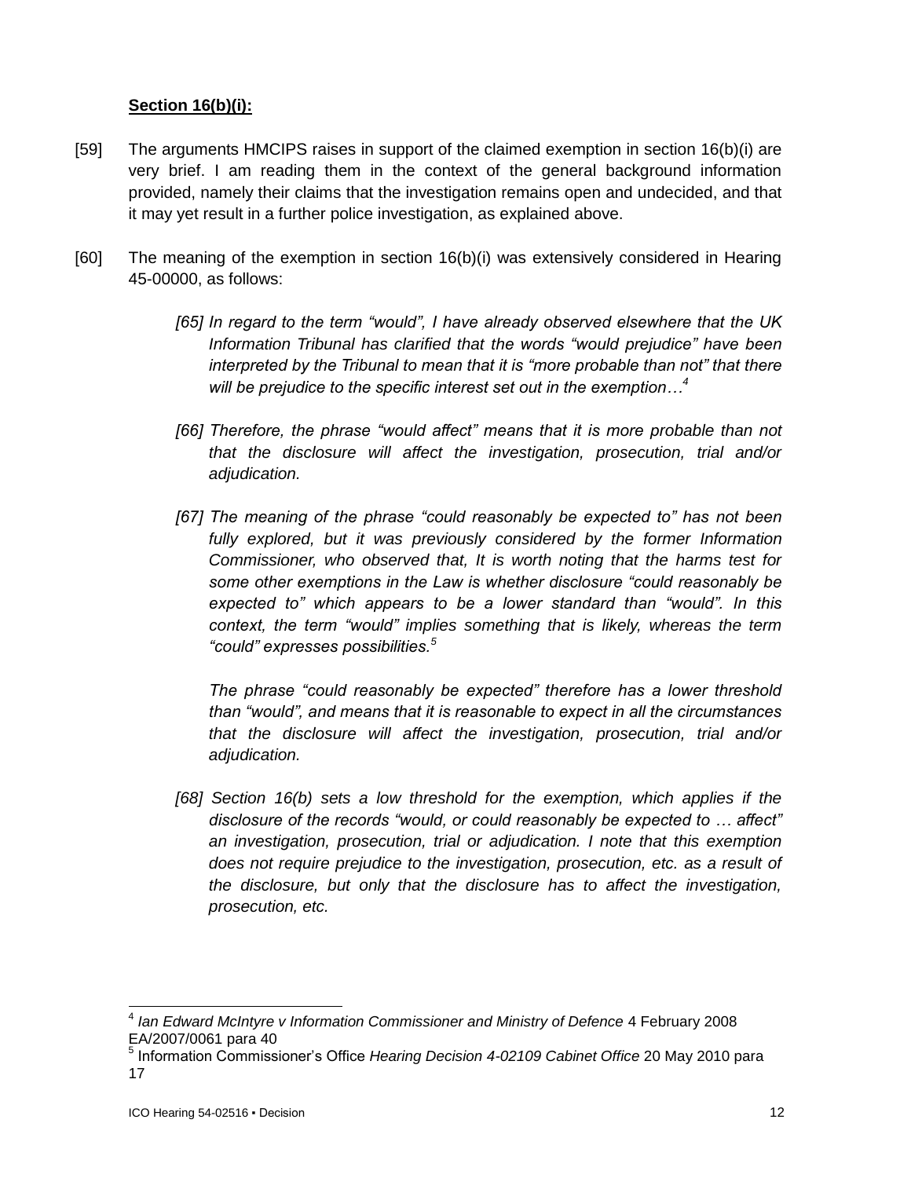**Section 16(b)(i):**

[59] The arguments HMCIPS raises in support of the claimed exemption in section 16(b)(i) are very brief. I am reading them in the context of the general background information provided, namely their claims that the investigation remains open and undecided, and that it may yet result in a further police investigation, as explained above.

[60] The meaning of the exemption in section 16(b)(i) was extensively considered in Hearing 45-00000, as follows:

> *[65] In regard to the term "would", I have already observed elsewhere that the UK Information Tribunal has clarified that the words "would prejudice" have been interpreted by the Tribunal to mean that it is "more probable than not" that there will be prejudice to the specific interest set out in the exemption…*[4]
>
> *[66] Therefore, the phrase "would affect" means that it is more probable than not that the disclosure will affect the investigation, prosecution, trial and/or adjudication.*
>
> *[67] The meaning of the phrase "could reasonably be expected to" has not been fully explored, but it was previously considered by the former Information Commissioner, who observed that, It is worth noting that the harms test for some other exemptions in the Law is whether disclosure "could reasonably be expected to" which appears to be a lower standard than "would". In this context, the term "would" implies something that is likely, whereas the term "could" expresses possibilities.*[5]
>
> *The phrase "could reasonably be expected" therefore has a lower threshold than "would", and means that it is reasonable to expect in all the circumstances that the disclosure will affect the investigation, prosecution, trial and/or adjudication.*
>
> *[68] Section 16(b) sets a low threshold for the exemption, which applies if the disclosure of the records "would, or could reasonably be expected to … affect" an investigation, prosecution, trial or adjudication. I note that this exemption does not require prejudice to the investigation, prosecution, etc. as a result of the disclosure, but only that the disclosure has to affect the investigation, prosecution, etc.*

---

[4] *Ian Edward McIntyre v Information Commissioner and Ministry of Defence* 4 February 2008 EA/2007/0061 para 40

[5] Information Commissioner's Office *Hearing Decision 4-02109 Cabinet Office* 20 May 2010 para 17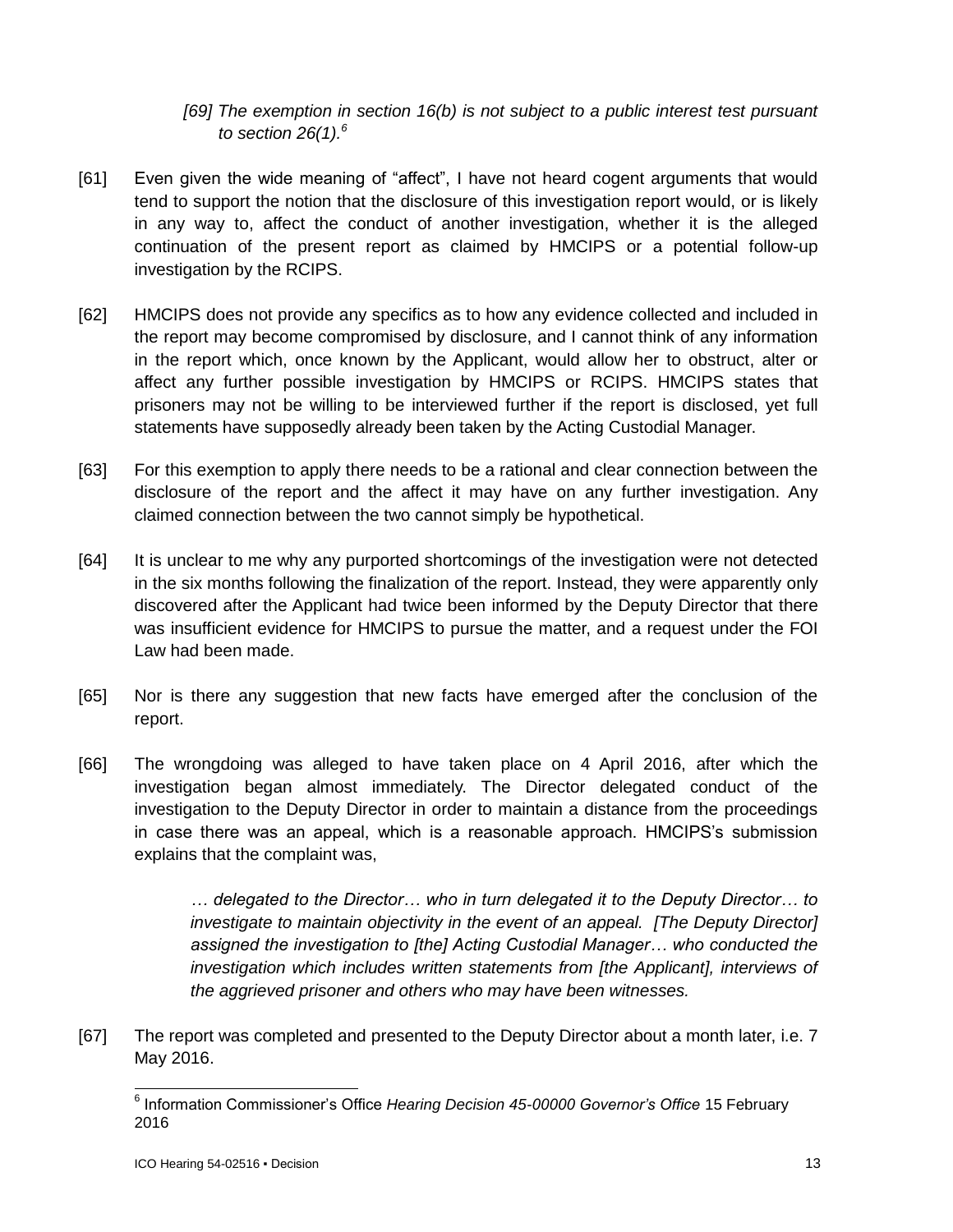> *[69] The exemption in section 16(b) is not subject to a public interest test pursuant to section 26(1).*[6]

[61] Even given the wide meaning of "affect", I have not heard cogent arguments that would tend to support the notion that the disclosure of this investigation report would, or is likely in any way to, affect the conduct of another investigation, whether it is the alleged continuation of the present report as claimed by HMCIPS or a potential follow-up investigation by the RCIPS.

[62] HMCIPS does not provide any specifics as to how any evidence collected and included in the report may become compromised by disclosure, and I cannot think of any information in the report which, once known by the Applicant, would allow her to obstruct, alter or affect any further possible investigation by HMCIPS or RCIPS. HMCIPS states that prisoners may not be willing to be interviewed further if the report is disclosed, yet full statements have supposedly already been taken by the Acting Custodial Manager.

[63] For this exemption to apply there needs to be a rational and clear connection between the disclosure of the report and the affect it may have on any further investigation. Any claimed connection between the two cannot simply be hypothetical.

[64] It is unclear to me why any purported shortcomings of the investigation were not detected in the six months following the finalization of the report. Instead, they were apparently only discovered after the Applicant had twice been informed by the Deputy Director that there was insufficient evidence for HMCIPS to pursue the matter, and a request under the FOI Law had been made.

[65] Nor is there any suggestion that new facts have emerged after the conclusion of the report.

[66] The wrongdoing was alleged to have taken place on 4 April 2016, after which the investigation began almost immediately. The Director delegated conduct of the investigation to the Deputy Director in order to maintain a distance from the proceedings in case there was an appeal, which is a reasonable approach. HMCIPS's submission explains that the complaint was,

> *… delegated to the Director… who in turn delegated it to the Deputy Director… to investigate to maintain objectivity in the event of an appeal. [The Deputy Director] assigned the investigation to [the] Acting Custodial Manager… who conducted the investigation which includes written statements from [the Applicant], interviews of the aggrieved prisoner and others who may have been witnesses.*

[67] The report was completed and presented to the Deputy Director about a month later, i.e. 7 May 2016.

---

[6] Information Commissioner's Office *Hearing Decision 45-00000 Governor's Office* 15 February 2016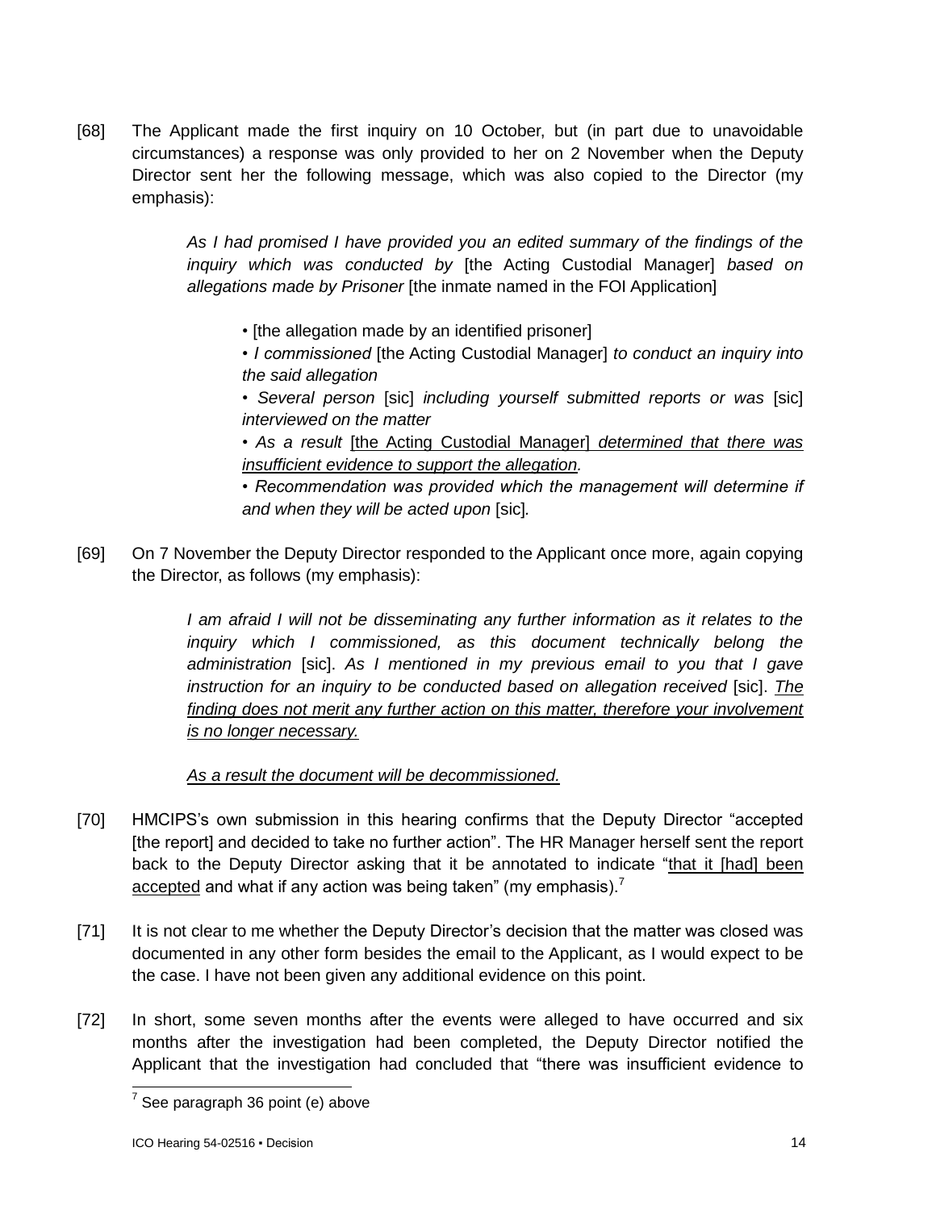[68] The Applicant made the first inquiry on 10 October, but (in part due to unavoidable circumstances) a response was only provided to her on 2 November when the Deputy Director sent her the following message, which was also copied to the Director (my emphasis):

> *As I had promised I have provided you an edited summary of the findings of the inquiry which was conducted by* [the Acting Custodial Manager] *based on allegations made by Prisoner* [the inmate named in the FOI Application]
>
> - [the allegation made by an identified prisoner]
> - *I commissioned* [the Acting Custodial Manager] *to conduct an inquiry into the said allegation*
> - *Several person* [sic] *including yourself submitted reports or was* [sic] *interviewed on the matter*
> - *As a result* <u>[the Acting Custodial Manager] *determined that there was insufficient evidence to support the allegation*</u>*.*
> - *Recommendation was provided which the management will determine if and when they will be acted upon* [sic].

[69] On 7 November the Deputy Director responded to the Applicant once more, again copying the Director, as follows (my emphasis):

> *I am afraid I will not be disseminating any further information as it relates to the inquiry which I commissioned, as this document technically belong the administration* [sic]. *As I mentioned in my previous email to you that I gave instruction for an inquiry to be conducted based on allegation received* [sic]. <u>*The finding does not merit any further action on this matter, therefore your involvement is no longer necessary.*</u>
>
> <u>*As a result the document will be decommissioned.*</u>

[70] HMCIPS's own submission in this hearing confirms that the Deputy Director "accepted [the report] and decided to take no further action". The HR Manager herself sent the report back to the Deputy Director asking that it be annotated to indicate "<u>that it [had] been accepted</u> and what if any action was being taken" (my emphasis).[7]

[71] It is not clear to me whether the Deputy Director's decision that the matter was closed was documented in any other form besides the email to the Applicant, as I would expect to be the case. I have not been given any additional evidence on this point.

[72] In short, some seven months after the events were alleged to have occurred and six months after the investigation had been completed, the Deputy Director notified the Applicant that the investigation had concluded that "there was insufficient evidence to

---

[7] See paragraph 36 point (e) above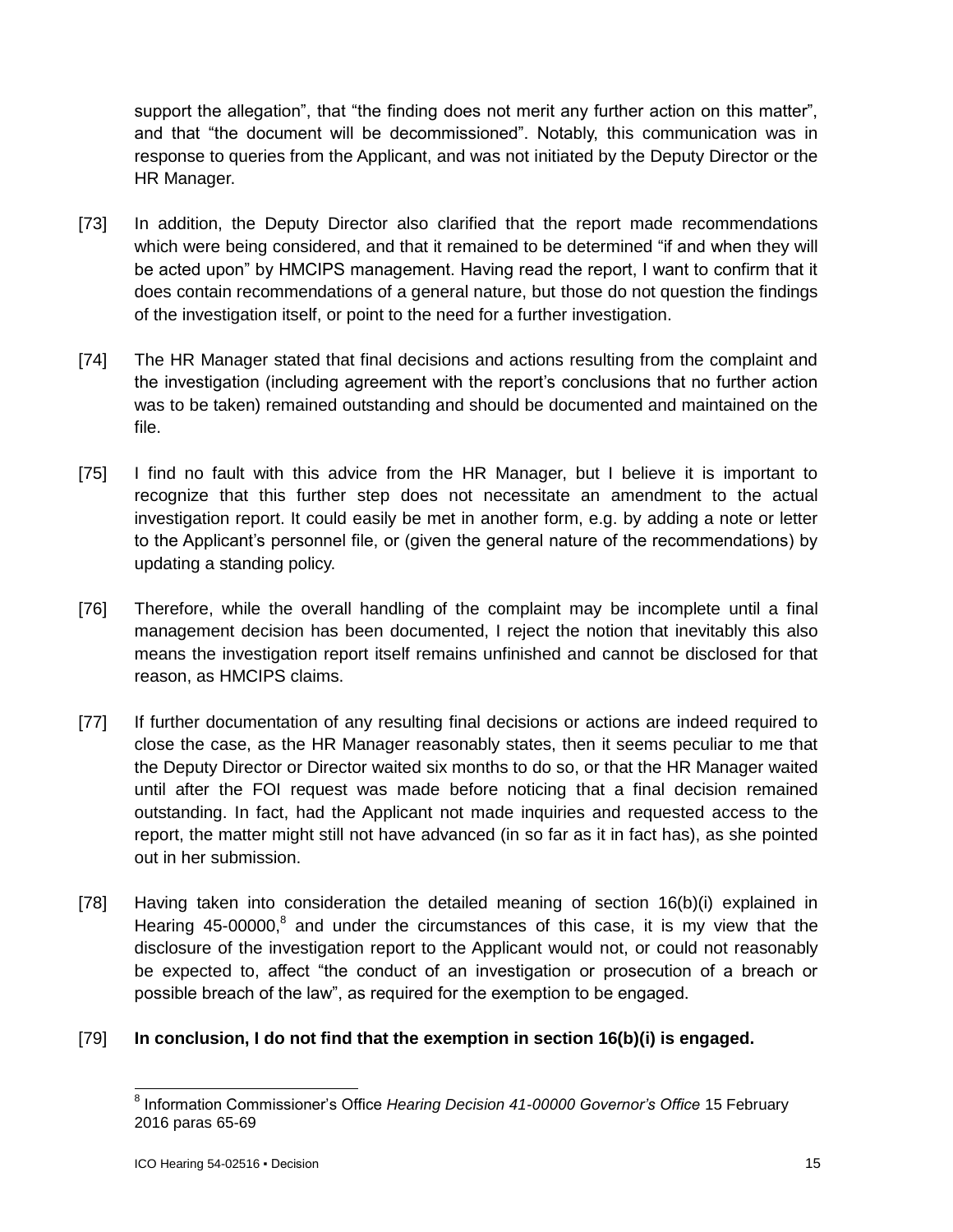support the allegation", that "the finding does not merit any further action on this matter", and that "the document will be decommissioned". Notably, this communication was in response to queries from the Applicant, and was not initiated by the Deputy Director or the HR Manager.

[73] In addition, the Deputy Director also clarified that the report made recommendations which were being considered, and that it remained to be determined "if and when they will be acted upon" by HMCIPS management. Having read the report, I want to confirm that it does contain recommendations of a general nature, but those do not question the findings of the investigation itself, or point to the need for a further investigation.

[74] The HR Manager stated that final decisions and actions resulting from the complaint and the investigation (including agreement with the report's conclusions that no further action was to be taken) remained outstanding and should be documented and maintained on the file.

[75] I find no fault with this advice from the HR Manager, but I believe it is important to recognize that this further step does not necessitate an amendment to the actual investigation report. It could easily be met in another form, e.g. by adding a note or letter to the Applicant's personnel file, or (given the general nature of the recommendations) by updating a standing policy.

[76] Therefore, while the overall handling of the complaint may be incomplete until a final management decision has been documented, I reject the notion that inevitably this also means the investigation report itself remains unfinished and cannot be disclosed for that reason, as HMCIPS claims.

[77] If further documentation of any resulting final decisions or actions are indeed required to close the case, as the HR Manager reasonably states, then it seems peculiar to me that the Deputy Director or Director waited six months to do so, or that the HR Manager waited until after the FOI request was made before noticing that a final decision remained outstanding. In fact, had the Applicant not made inquiries and requested access to the report, the matter might still not have advanced (in so far as it in fact has), as she pointed out in her submission.

[78] Having taken into consideration the detailed meaning of section 16(b)(i) explained in Hearing 45-00000,[8] and under the circumstances of this case, it is my view that the disclosure of the investigation report to the Applicant would not, or could not reasonably be expected to, affect "the conduct of an investigation or prosecution of a breach or possible breach of the law", as required for the exemption to be engaged.

[79] **In conclusion, I do not find that the exemption in section 16(b)(i) is engaged.**

---

[8] Information Commissioner's Office *Hearing Decision 41-00000 Governor's Office* 15 February 2016 paras 65-69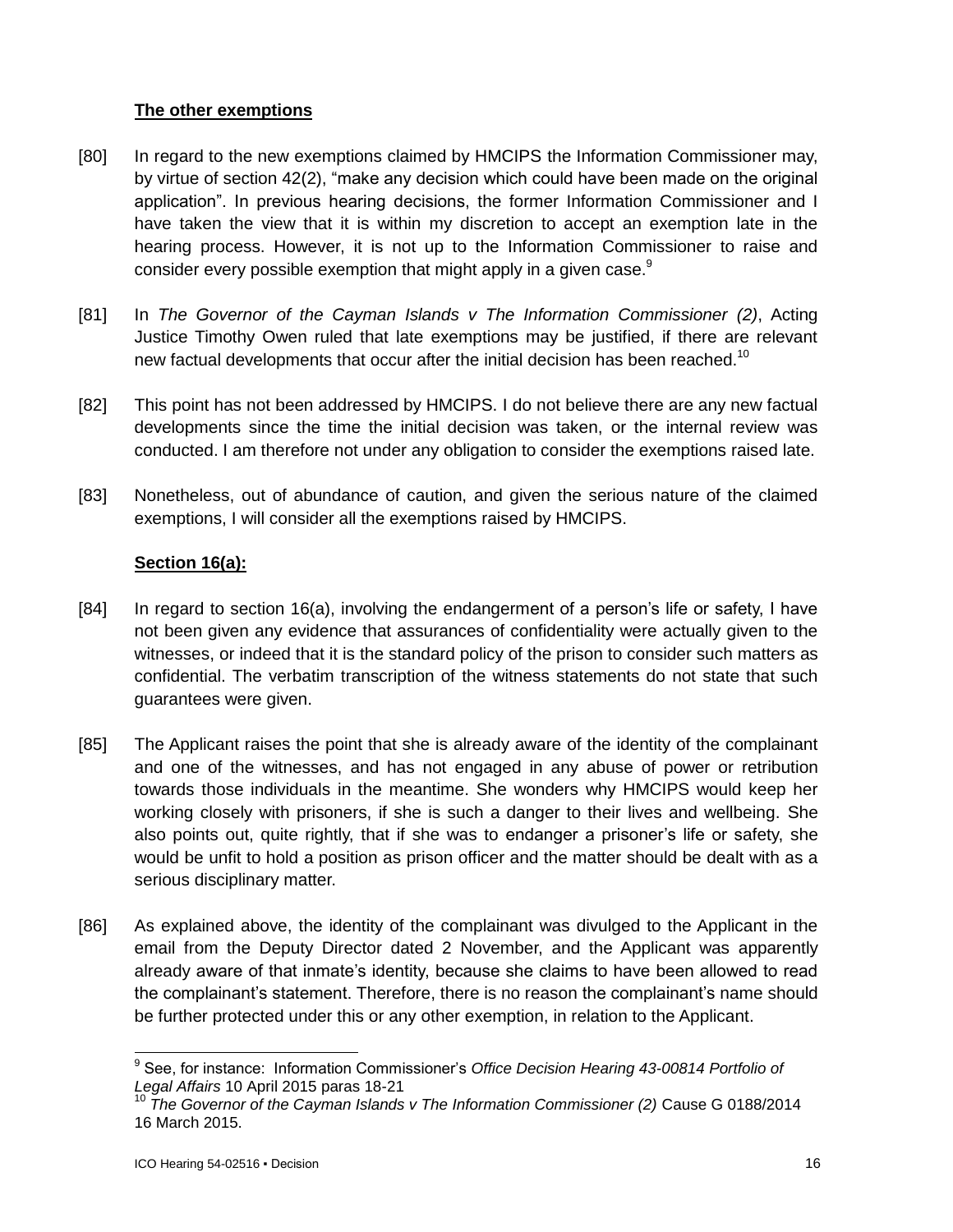**The other exemptions**

[80] In regard to the new exemptions claimed by HMCIPS the Information Commissioner may, by virtue of section 42(2), "make any decision which could have been made on the original application". In previous hearing decisions, the former Information Commissioner and I have taken the view that it is within my discretion to accept an exemption late in the hearing process. However, it is not up to the Information Commissioner to raise and consider every possible exemption that might apply in a given case.[9]

[81] In *The Governor of the Cayman Islands v The Information Commissioner (2)*, Acting Justice Timothy Owen ruled that late exemptions may be justified, if there are relevant new factual developments that occur after the initial decision has been reached.[10]

[82] This point has not been addressed by HMCIPS. I do not believe there are any new factual developments since the time the initial decision was taken, or the internal review was conducted. I am therefore not under any obligation to consider the exemptions raised late.

[83] Nonetheless, out of abundance of caution, and given the serious nature of the claimed exemptions, I will consider all the exemptions raised by HMCIPS.

**Section 16(a):**

[84] In regard to section 16(a), involving the endangerment of a person's life or safety, I have not been given any evidence that assurances of confidentiality were actually given to the witnesses, or indeed that it is the standard policy of the prison to consider such matters as confidential. The verbatim transcription of the witness statements do not state that such guarantees were given.

[85] The Applicant raises the point that she is already aware of the identity of the complainant and one of the witnesses, and has not engaged in any abuse of power or retribution towards those individuals in the meantime. She wonders why HMCIPS would keep her working closely with prisoners, if she is such a danger to their lives and wellbeing. She also points out, quite rightly, that if she was to endanger a prisoner's life or safety, she would be unfit to hold a position as prison officer and the matter should be dealt with as a serious disciplinary matter.

[86] As explained above, the identity of the complainant was divulged to the Applicant in the email from the Deputy Director dated 2 November, and the Applicant was apparently already aware of that inmate's identity, because she claims to have been allowed to read the complainant's statement. Therefore, there is no reason the complainant's name should be further protected under this or any other exemption, in relation to the Applicant.

---

[9] See, for instance: Information Commissioner's *Office Decision Hearing 43-00814 Portfolio of Legal Affairs* 10 April 2015 paras 18-21

[10] *The Governor of the Cayman Islands v The Information Commissioner (2)* Cause G 0188/2014 16 March 2015.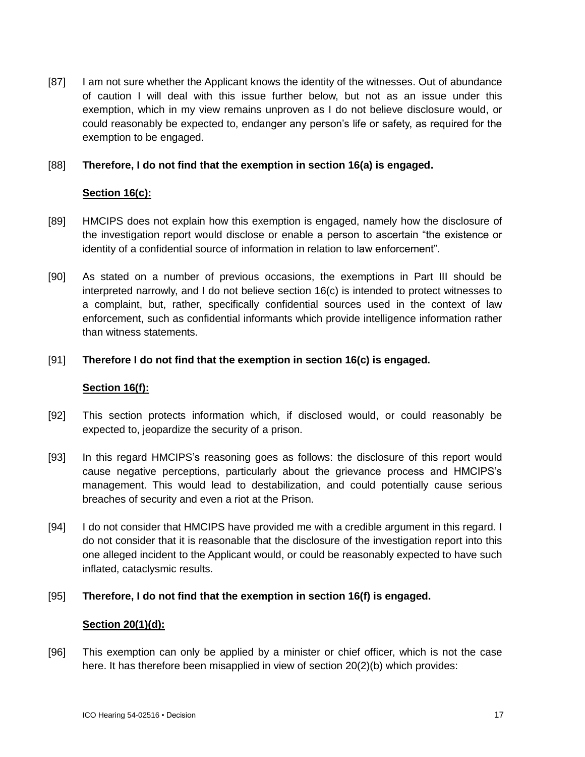[87] I am not sure whether the Applicant knows the identity of the witnesses. Out of abundance of caution I will deal with this issue further below, but not as an issue under this exemption, which in my view remains unproven as I do not believe disclosure would, or could reasonably be expected to, endanger any person's life or safety, as required for the exemption to be engaged.

[88] **Therefore, I do not find that the exemption in section 16(a) is engaged.**

**Section 16(c):**

[89] HMCIPS does not explain how this exemption is engaged, namely how the disclosure of the investigation report would disclose or enable a person to ascertain "the existence or identity of a confidential source of information in relation to law enforcement".

[90] As stated on a number of previous occasions, the exemptions in Part III should be interpreted narrowly, and I do not believe section 16(c) is intended to protect witnesses to a complaint, but, rather, specifically confidential sources used in the context of law enforcement, such as confidential informants which provide intelligence information rather than witness statements.

[91] **Therefore I do not find that the exemption in section 16(c) is engaged.**

**Section 16(f):**

[92] This section protects information which, if disclosed would, or could reasonably be expected to, jeopardize the security of a prison.

[93] In this regard HMCIPS's reasoning goes as follows: the disclosure of this report would cause negative perceptions, particularly about the grievance process and HMCIPS's management. This would lead to destabilization, and could potentially cause serious breaches of security and even a riot at the Prison.

[94] I do not consider that HMCIPS have provided me with a credible argument in this regard. I do not consider that it is reasonable that the disclosure of the investigation report into this one alleged incident to the Applicant would, or could be reasonably expected to have such inflated, cataclysmic results.

[95] **Therefore, I do not find that the exemption in section 16(f) is engaged.**

**Section 20(1)(d):**

[96] This exemption can only be applied by a minister or chief officer, which is not the case here. It has therefore been misapplied in view of section 20(2)(b) which provides: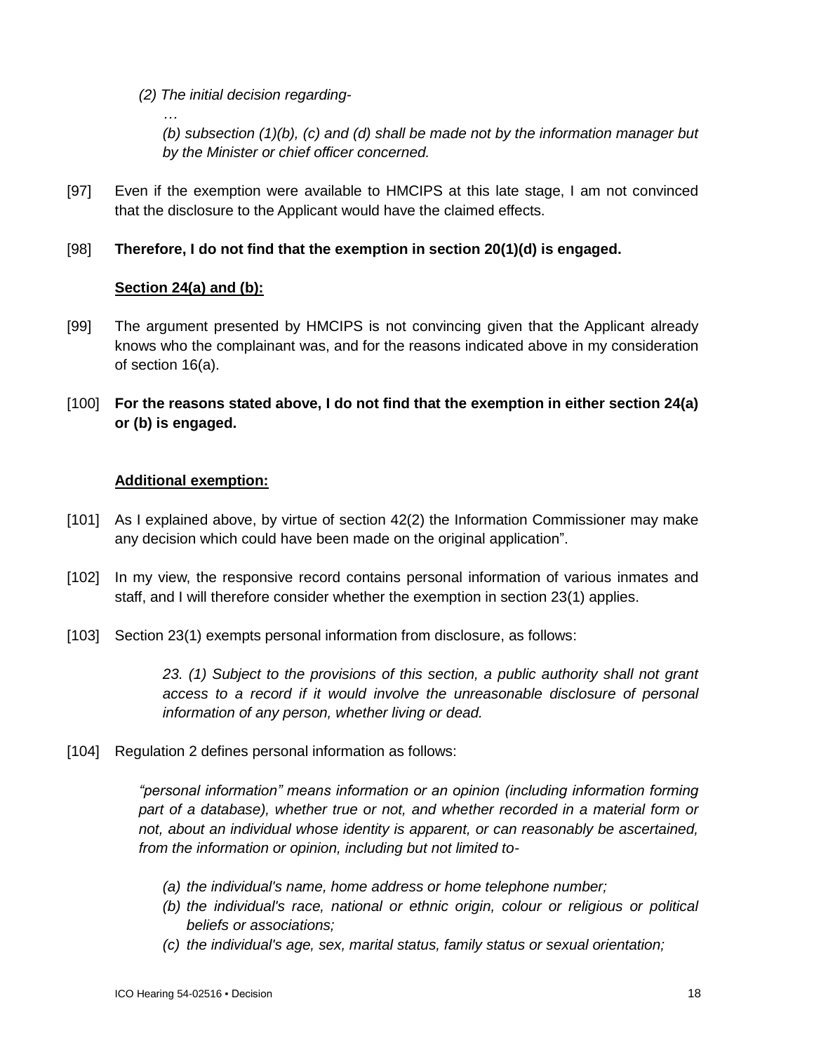*(2) The initial decision regarding-*

*…*

*(b) subsection (1)(b), (c) and (d) shall be made not by the information manager but by the Minister or chief officer concerned.*

[97] Even if the exemption were available to HMCIPS at this late stage, I am not convinced that the disclosure to the Applicant would have the claimed effects.

[98] **Therefore, I do not find that the exemption in section 20(1)(d) is engaged.**

**<u>Section 24(a) and (b):</u>**

[99] The argument presented by HMCIPS is not convincing given that the Applicant already knows who the complainant was, and for the reasons indicated above in my consideration of section 16(a).

[100] **For the reasons stated above, I do not find that the exemption in either section 24(a) or (b) is engaged.**

**<u>Additional exemption:</u>**

[101] As I explained above, by virtue of section 42(2) the Information Commissioner may make any decision which could have been made on the original application".

[102] In my view, the responsive record contains personal information of various inmates and staff, and I will therefore consider whether the exemption in section 23(1) applies.

[103] Section 23(1) exempts personal information from disclosure, as follows:

> *23. (1) Subject to the provisions of this section, a public authority shall not grant access to a record if it would involve the unreasonable disclosure of personal information of any person, whether living or dead.*

[104] Regulation 2 defines personal information as follows:

*"personal information" means information or an opinion (including information forming part of a database), whether true or not, and whether recorded in a material form or not, about an individual whose identity is apparent, or can reasonably be ascertained, from the information or opinion, including but not limited to-*

*(a) the individual's name, home address or home telephone number;*

*(b) the individual's race, national or ethnic origin, colour or religious or political beliefs or associations;*

*(c) the individual's age, sex, marital status, family status or sexual orientation;*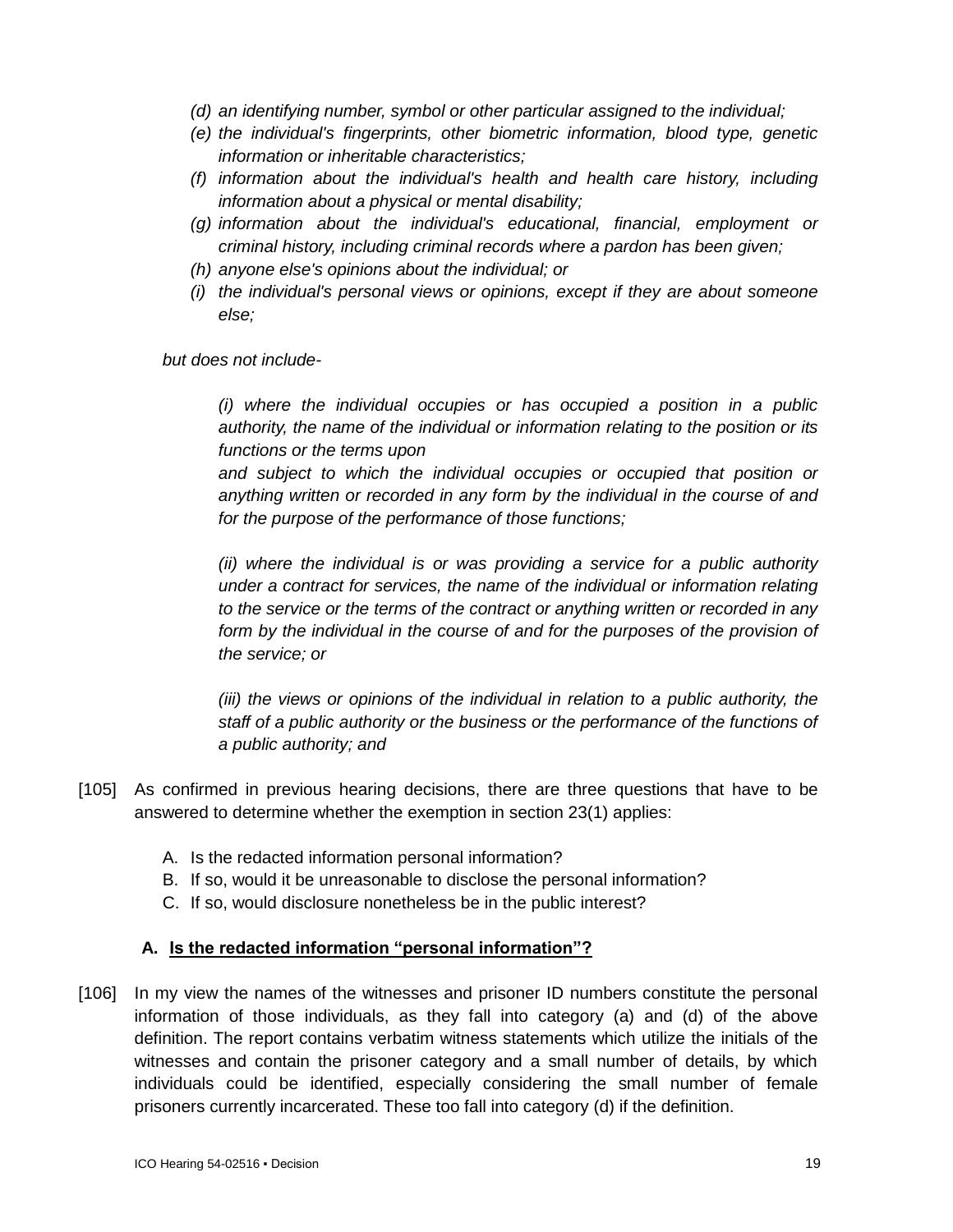*(d) an identifying number, symbol or other particular assigned to the individual;*
*(e) the individual's fingerprints, other biometric information, blood type, genetic information or inheritable characteristics;*
*(f) information about the individual's health and health care history, including information about a physical or mental disability;*
*(g) information about the individual's educational, financial, employment or criminal history, including criminal records where a pardon has been given;*
*(h) anyone else's opinions about the individual; or*
*(i) the individual's personal views or opinions, except if they are about someone else;*

*but does not include-*

*(i) where the individual occupies or has occupied a position in a public authority, the name of the individual or information relating to the position or its functions or the terms upon and subject to which the individual occupies or occupied that position or anything written or recorded in any form by the individual in the course of and for the purpose of the performance of those functions;*

*(ii) where the individual is or was providing a service for a public authority under a contract for services, the name of the individual or information relating to the service or the terms of the contract or anything written or recorded in any form by the individual in the course of and for the purposes of the provision of the service; or*

*(iii) the views or opinions of the individual in relation to a public authority, the staff of a public authority or the business or the performance of the functions of a public authority; and*

[105] As confirmed in previous hearing decisions, there are three questions that have to be answered to determine whether the exemption in section 23(1) applies:

A. Is the redacted information personal information?
B. If so, would it be unreasonable to disclose the personal information?
C. If so, would disclosure nonetheless be in the public interest?

### A. Is the redacted information "personal information"?

[106] In my view the names of the witnesses and prisoner ID numbers constitute the personal information of those individuals, as they fall into category (a) and (d) of the above definition. The report contains verbatim witness statements which utilize the initials of the witnesses and contain the prisoner category and a small number of details, by which individuals could be identified, especially considering the small number of female prisoners currently incarcerated. These too fall into category (d) if the definition.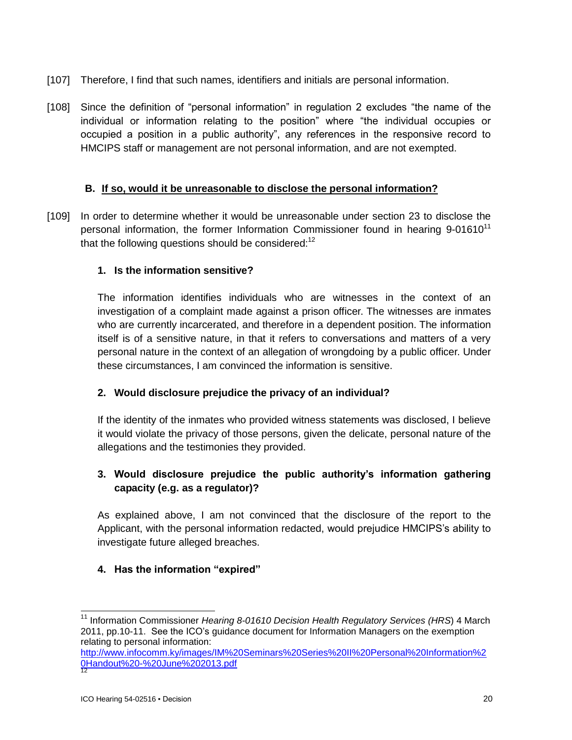[107] Therefore, I find that such names, identifiers and initials are personal information.

[108] Since the definition of "personal information" in regulation 2 excludes "the name of the individual or information relating to the position" where "the individual occupies or occupied a position in a public authority", any references in the responsive record to HMCIPS staff or management are not personal information, and are not exempted.

### B. If so, would it be unreasonable to disclose the personal information?

[109] In order to determine whether it would be unreasonable under section 23 to disclose the personal information, the former Information Commissioner found in hearing 9-01610[11] that the following questions should be considered:[12]

**1. Is the information sensitive?**

The information identifies individuals who are witnesses in the context of an investigation of a complaint made against a prison officer. The witnesses are inmates who are currently incarcerated, and therefore in a dependent position. The information itself is of a sensitive nature, in that it refers to conversations and matters of a very personal nature in the context of an allegation of wrongdoing by a public officer. Under these circumstances, I am convinced the information is sensitive.

**2. Would disclosure prejudice the privacy of an individual?**

If the identity of the inmates who provided witness statements was disclosed, I believe it would violate the privacy of those persons, given the delicate, personal nature of the allegations and the testimonies they provided.

**3. Would disclosure prejudice the public authority's information gathering capacity (e.g. as a regulator)?**

As explained above, I am not convinced that the disclosure of the report to the Applicant, with the personal information redacted, would prejudice HMCIPS's ability to investigate future alleged breaches.

**4. Has the information "expired"**

---

[11] Information Commissioner *Hearing 8-01610 Decision Health Regulatory Services (HRS*) 4 March 2011, pp.10-11. See the ICO's guidance document for Information Managers on the exemption relating to personal information: http://www.infocomm.ky/images/IM%20Seminars%20Series%20II%20Personal%20Information%20Handout%20-%20June%202013.pdf

[12]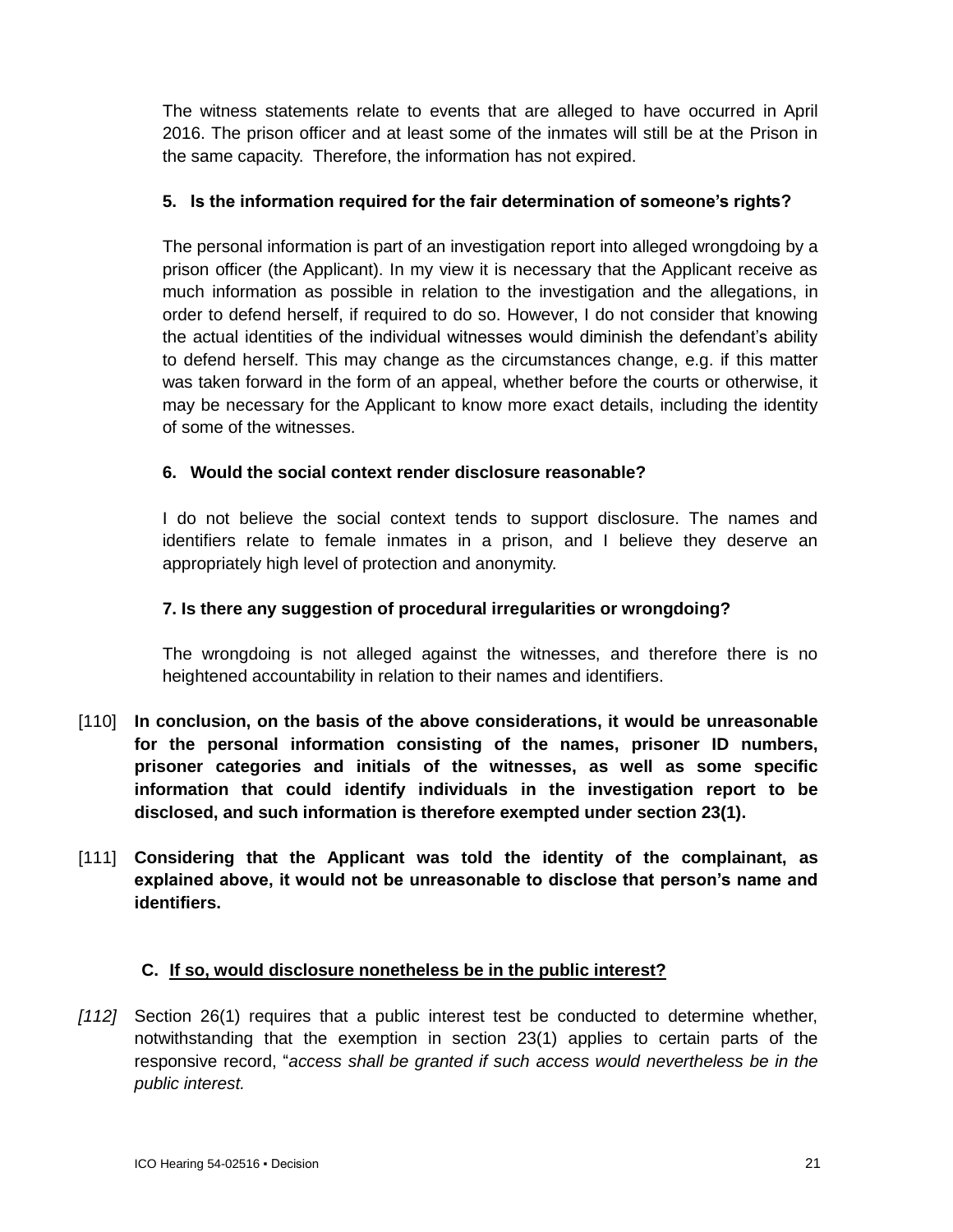The witness statements relate to events that are alleged to have occurred in April 2016. The prison officer and at least some of the inmates will still be at the Prison in the same capacity. Therefore, the information has not expired.

**5. Is the information required for the fair determination of someone's rights?**

The personal information is part of an investigation report into alleged wrongdoing by a prison officer (the Applicant). In my view it is necessary that the Applicant receive as much information as possible in relation to the investigation and the allegations, in order to defend herself, if required to do so. However, I do not consider that knowing the actual identities of the individual witnesses would diminish the defendant's ability to defend herself. This may change as the circumstances change, e.g. if this matter was taken forward in the form of an appeal, whether before the courts or otherwise, it may be necessary for the Applicant to know more exact details, including the identity of some of the witnesses.

**6. Would the social context render disclosure reasonable?**

I do not believe the social context tends to support disclosure. The names and identifiers relate to female inmates in a prison, and I believe they deserve an appropriately high level of protection and anonymity.

**7. Is there any suggestion of procedural irregularities or wrongdoing?**

The wrongdoing is not alleged against the witnesses, and therefore there is no heightened accountability in relation to their names and identifiers.

[110] **In conclusion, on the basis of the above considerations, it would be unreasonable for the personal information consisting of the names, prisoner ID numbers, prisoner categories and initials of the witnesses, as well as some specific information that could identify individuals in the investigation report to be disclosed, and such information is therefore exempted under section 23(1).**

[111] **Considering that the Applicant was told the identity of the complainant, as explained above, it would not be unreasonable to disclose that person's name and identifiers.**

### C. If so, would disclosure nonetheless be in the public interest?

*[112]* Section 26(1) requires that a public interest test be conducted to determine whether, notwithstanding that the exemption in section 23(1) applies to certain parts of the responsive record, "*access shall be granted if such access would nevertheless be in the public interest.*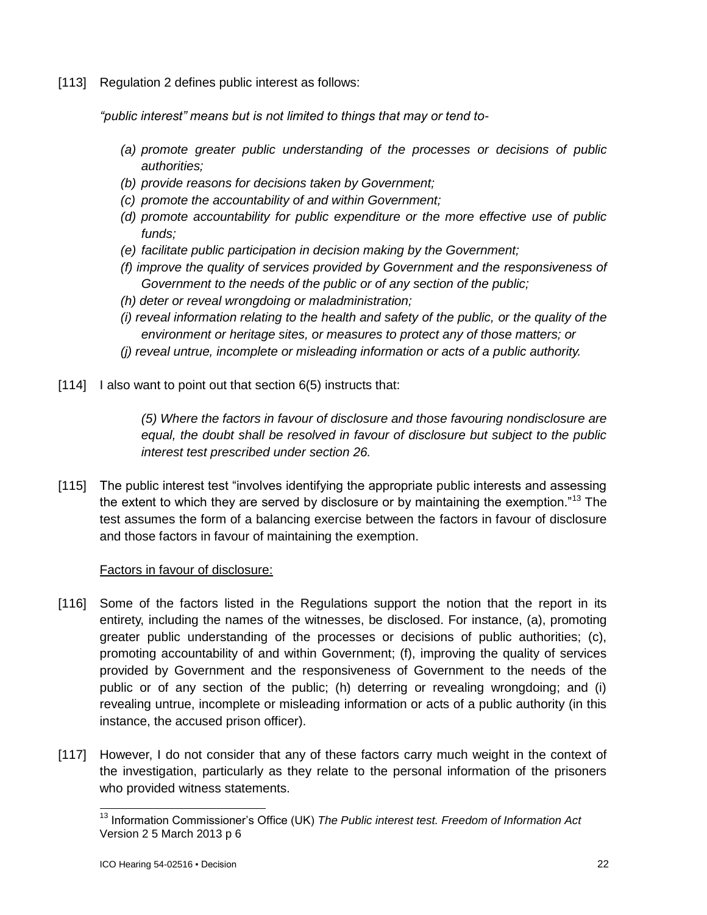[113] Regulation 2 defines public interest as follows:

*"public interest" means but is not limited to things that may or tend to-*

- *(a) promote greater public understanding of the processes or decisions of public authorities;*
- *(b) provide reasons for decisions taken by Government;*
- *(c) promote the accountability of and within Government;*
- *(d) promote accountability for public expenditure or the more effective use of public funds;*
- *(e) facilitate public participation in decision making by the Government;*
- *(f) improve the quality of services provided by Government and the responsiveness of Government to the needs of the public or of any section of the public;*
- *(h) deter or reveal wrongdoing or maladministration;*
- *(i) reveal information relating to the health and safety of the public, or the quality of the environment or heritage sites, or measures to protect any of those matters; or*
- *(j) reveal untrue, incomplete or misleading information or acts of a public authority.*

[114] I also want to point out that section 6(5) instructs that:

> *(5) Where the factors in favour of disclosure and those favouring nondisclosure are equal, the doubt shall be resolved in favour of disclosure but subject to the public interest test prescribed under section 26.*

[115] The public interest test "involves identifying the appropriate public interests and assessing the extent to which they are served by disclosure or by maintaining the exemption."[13] The test assumes the form of a balancing exercise between the factors in favour of disclosure and those factors in favour of maintaining the exemption.

Factors in favour of disclosure:

[116] Some of the factors listed in the Regulations support the notion that the report in its entirety, including the names of the witnesses, be disclosed. For instance, (a), promoting greater public understanding of the processes or decisions of public authorities; (c), promoting accountability of and within Government; (f), improving the quality of services provided by Government and the responsiveness of Government to the needs of the public or of any section of the public; (h) deterring or revealing wrongdoing; and (i) revealing untrue, incomplete or misleading information or acts of a public authority (in this instance, the accused prison officer).

[117] However, I do not consider that any of these factors carry much weight in the context of the investigation, particularly as they relate to the personal information of the prisoners who provided witness statements.

[13] Information Commissioner's Office (UK) *The Public interest test. Freedom of Information Act* Version 2 5 March 2013 p 6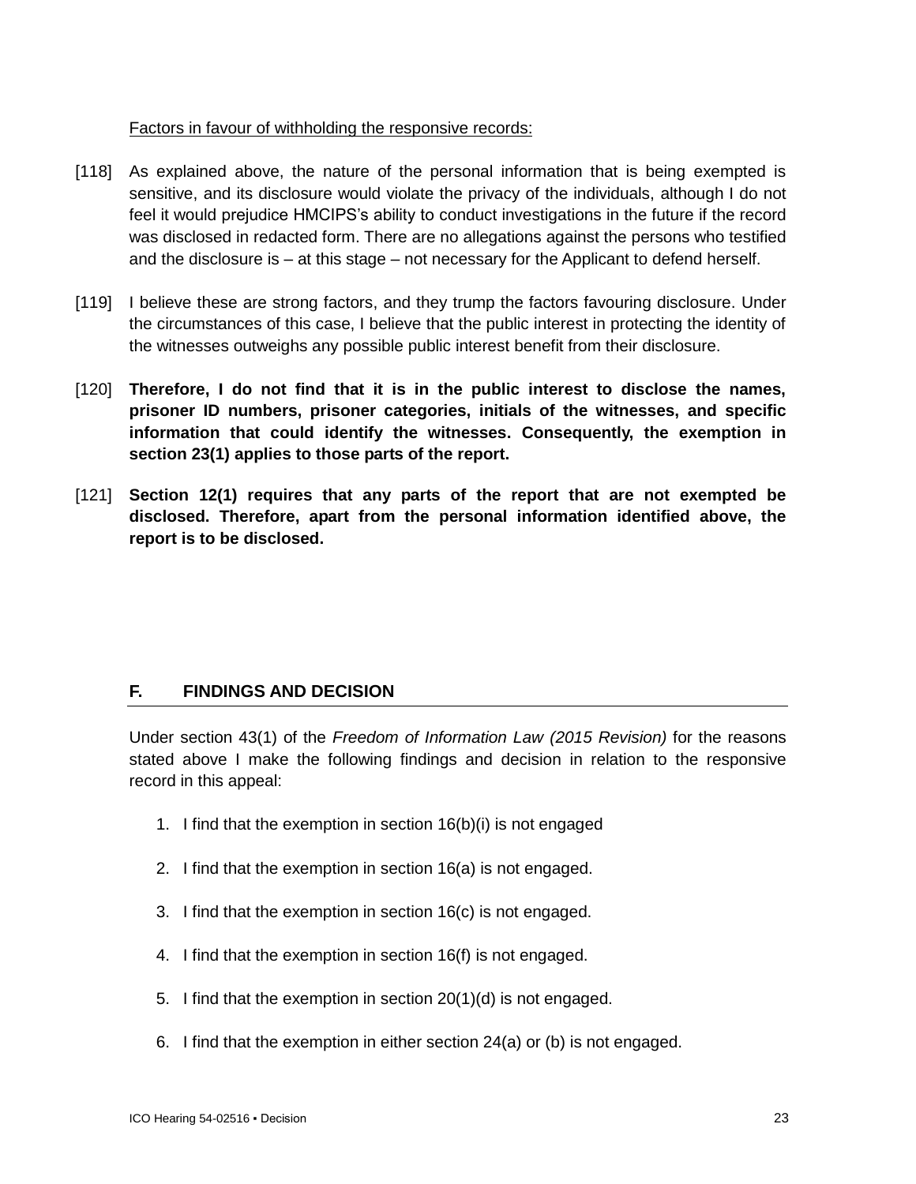Factors in favour of withholding the responsive records:

[118] As explained above, the nature of the personal information that is being exempted is sensitive, and its disclosure would violate the privacy of the individuals, although I do not feel it would prejudice HMCIPS's ability to conduct investigations in the future if the record was disclosed in redacted form. There are no allegations against the persons who testified and the disclosure is – at this stage – not necessary for the Applicant to defend herself.

[119] I believe these are strong factors, and they trump the factors favouring disclosure. Under the circumstances of this case, I believe that the public interest in protecting the identity of the witnesses outweighs any possible public interest benefit from their disclosure.

[120] **Therefore, I do not find that it is in the public interest to disclose the names, prisoner ID numbers, prisoner categories, initials of the witnesses, and specific information that could identify the witnesses. Consequently, the exemption in section 23(1) applies to those parts of the report.**

[121] **Section 12(1) requires that any parts of the report that are not exempted be disclosed. Therefore, apart from the personal information identified above, the report is to be disclosed.**

## F. FINDINGS AND DECISION

Under section 43(1) of the *Freedom of Information Law (2015 Revision)* for the reasons stated above I make the following findings and decision in relation to the responsive record in this appeal:

1. I find that the exemption in section 16(b)(i) is not engaged
2. I find that the exemption in section 16(a) is not engaged.
3. I find that the exemption in section 16(c) is not engaged.
4. I find that the exemption in section 16(f) is not engaged.
5. I find that the exemption in section 20(1)(d) is not engaged.
6. I find that the exemption in either section 24(a) or (b) is not engaged.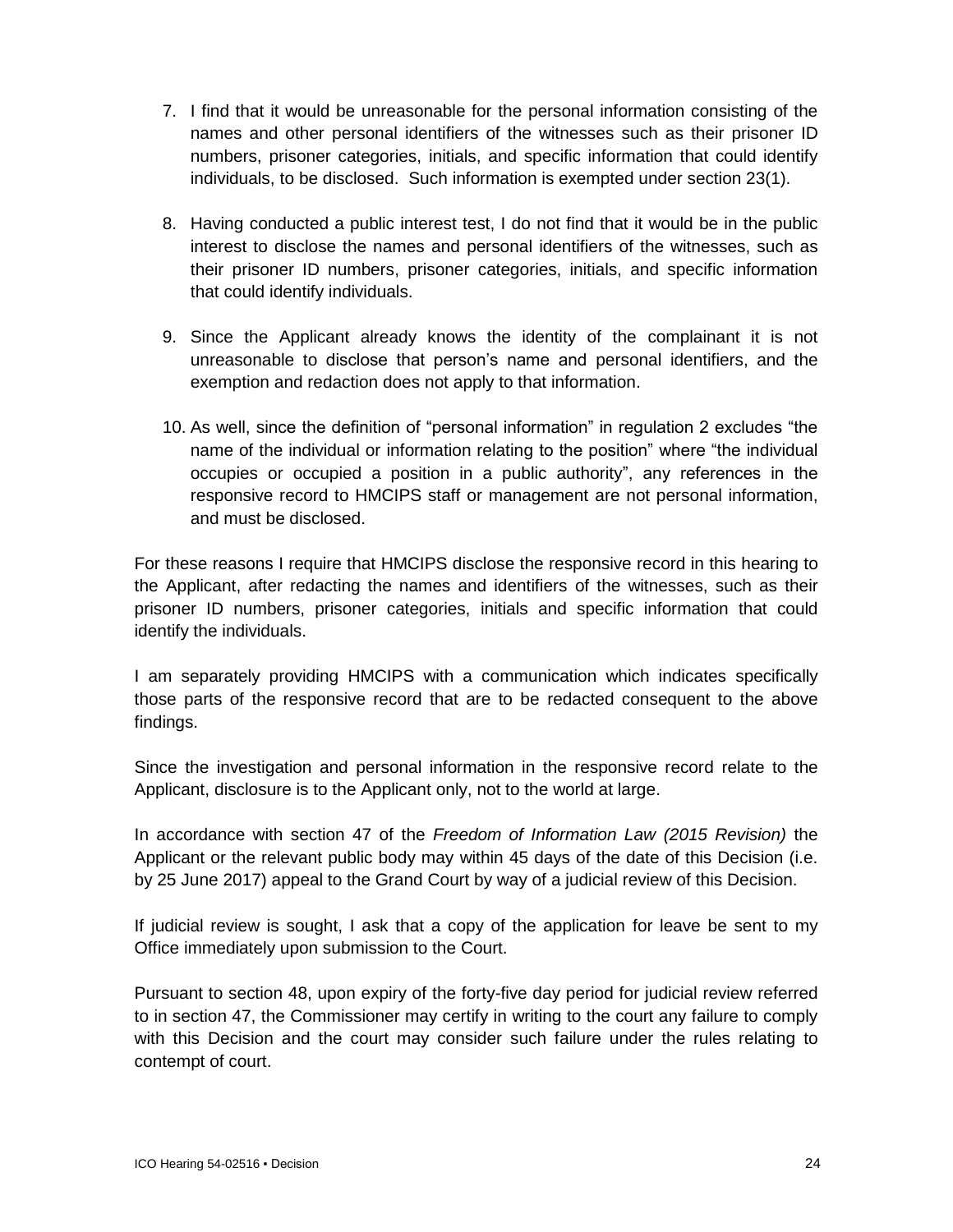7. I find that it would be unreasonable for the personal information consisting of the names and other personal identifiers of the witnesses such as their prisoner ID numbers, prisoner categories, initials, and specific information that could identify individuals, to be disclosed. Such information is exempted under section 23(1).

8. Having conducted a public interest test, I do not find that it would be in the public interest to disclose the names and personal identifiers of the witnesses, such as their prisoner ID numbers, prisoner categories, initials, and specific information that could identify individuals.

9. Since the Applicant already knows the identity of the complainant it is not unreasonable to disclose that person's name and personal identifiers, and the exemption and redaction does not apply to that information.

10. As well, since the definition of "personal information" in regulation 2 excludes "the name of the individual or information relating to the position" where "the individual occupies or occupied a position in a public authority", any references in the responsive record to HMCIPS staff or management are not personal information, and must be disclosed.

For these reasons I require that HMCIPS disclose the responsive record in this hearing to the Applicant, after redacting the names and identifiers of the witnesses, such as their prisoner ID numbers, prisoner categories, initials and specific information that could identify the individuals.

I am separately providing HMCIPS with a communication which indicates specifically those parts of the responsive record that are to be redacted consequent to the above findings.

Since the investigation and personal information in the responsive record relate to the Applicant, disclosure is to the Applicant only, not to the world at large.

In accordance with section 47 of the *Freedom of Information Law (2015 Revision)* the Applicant or the relevant public body may within 45 days of the date of this Decision (i.e. by 25 June 2017) appeal to the Grand Court by way of a judicial review of this Decision.

If judicial review is sought, I ask that a copy of the application for leave be sent to my Office immediately upon submission to the Court.

Pursuant to section 48, upon expiry of the forty-five day period for judicial review referred to in section 47, the Commissioner may certify in writing to the court any failure to comply with this Decision and the court may consider such failure under the rules relating to contempt of court.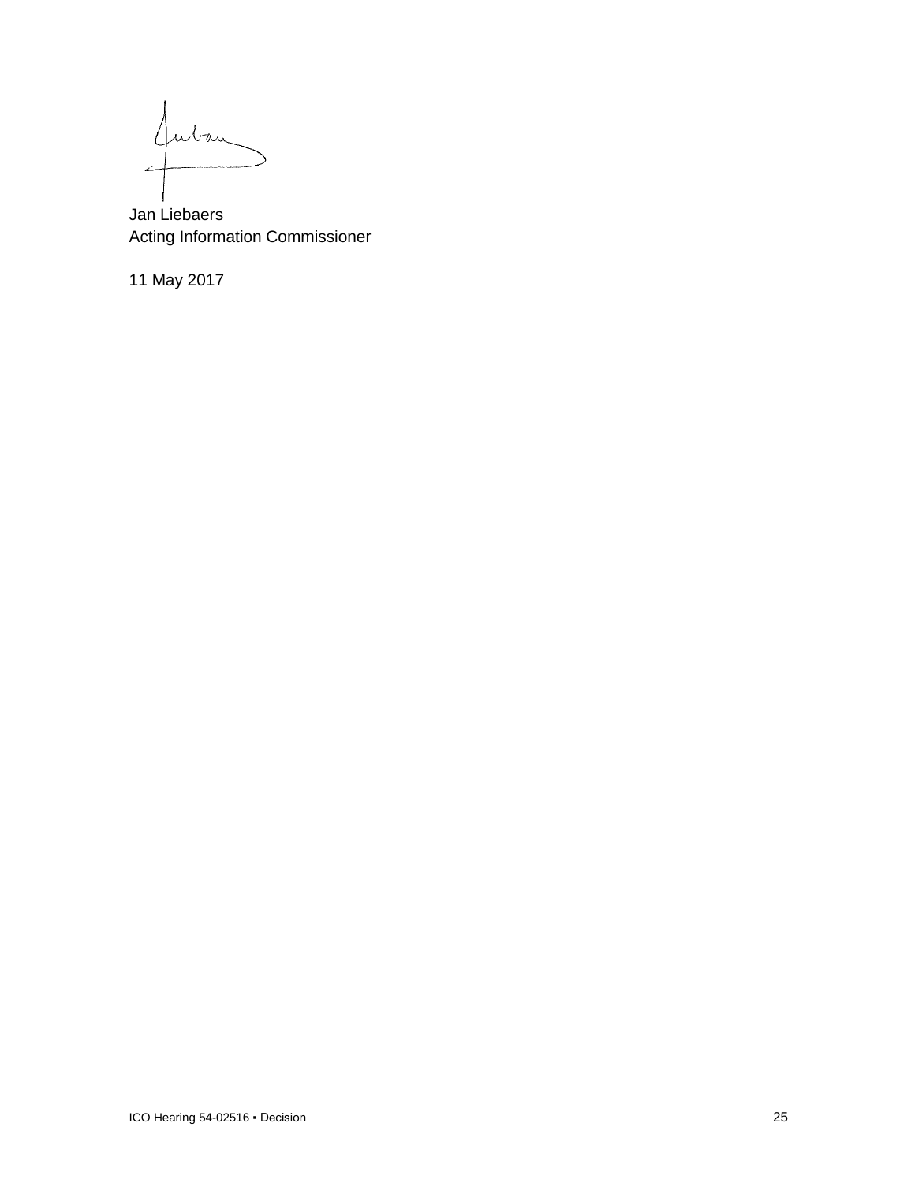Jan Liebaers
Acting Information Commissioner

11 May 2017